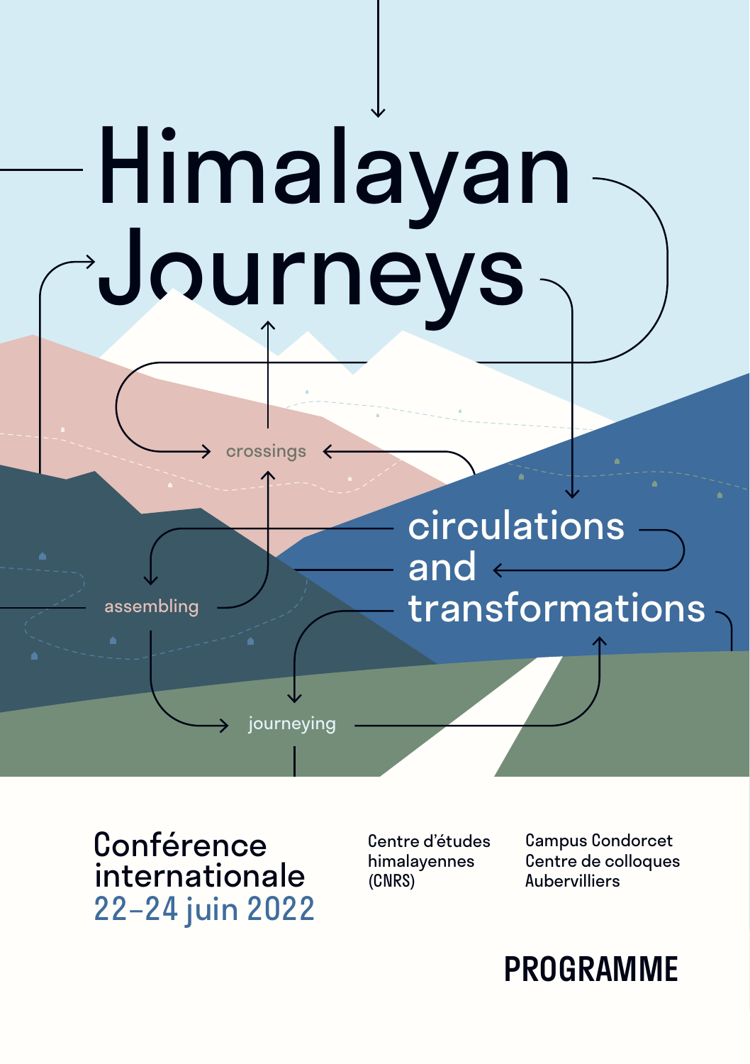# Himalayan Journeys

## circulations and transformations

crossings

assembling

journeying

**Conférence internationale**
22–24 juin 2022

Centre d'études himalayennes (CNRS)

Campus Condorcet
Centre de colloques
Aubervilliers

**PROGRAMME**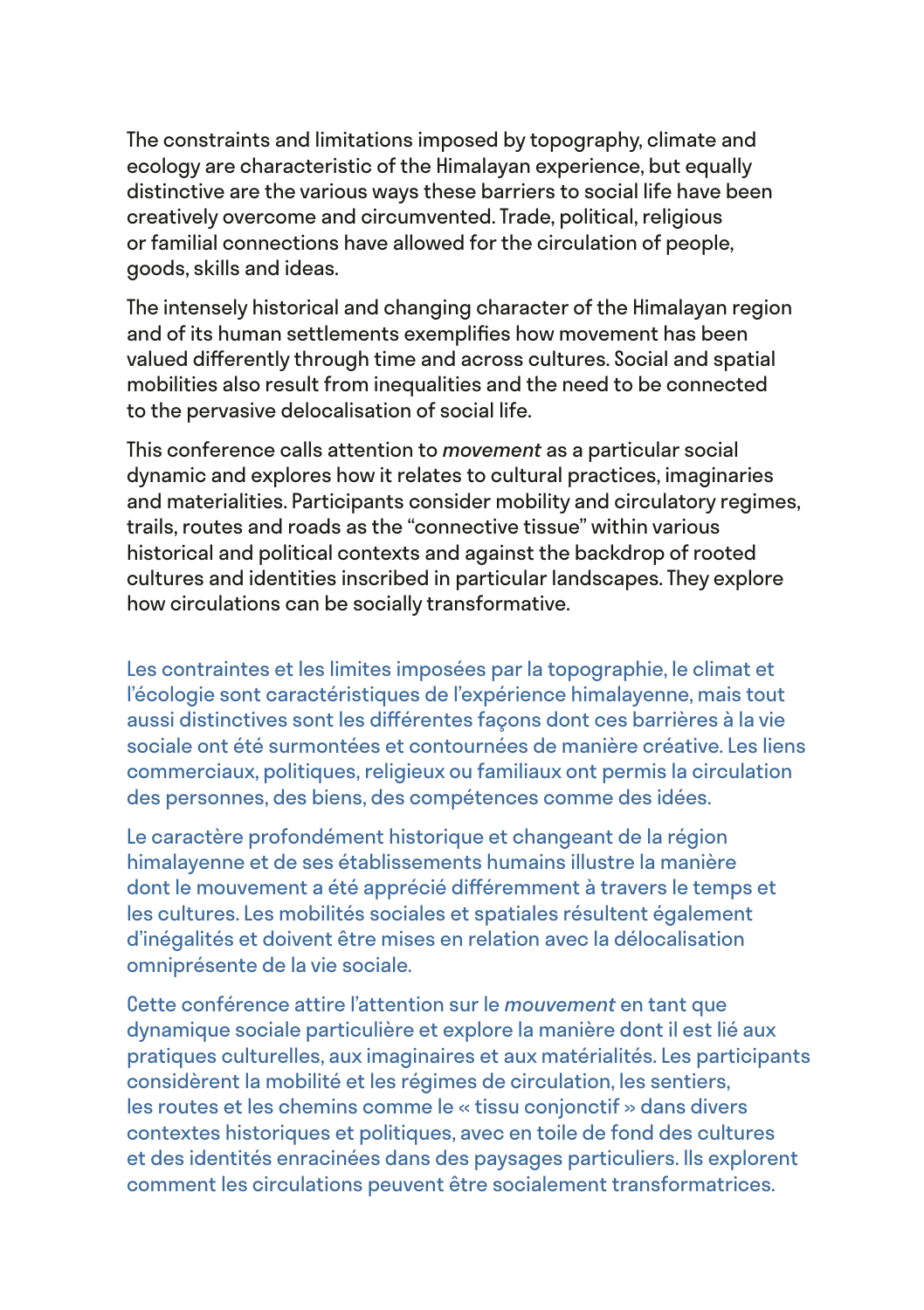The constraints and limitations imposed by topography, climate and ecology are characteristic of the Himalayan experience, but equally distinctive are the various ways these barriers to social life have been creatively overcome and circumvented. Trade, political, religious or familial connections have allowed for the circulation of people, goods, skills and ideas.

The intensely historical and changing character of the Himalayan region and of its human settlements exemplifies how movement has been valued differently through time and across cultures. Social and spatial mobilities also result from inequalities and the need to be connected to the pervasive delocalisation of social life.

This conference calls attention to *movement* as a particular social dynamic and explores how it relates to cultural practices, imaginaries and materialities. Participants consider mobility and circulatory regimes, trails, routes and roads as the "connective tissue" within various historical and political contexts and against the backdrop of rooted cultures and identities inscribed in particular landscapes. They explore how circulations can be socially transformative.

Les contraintes et les limites imposées par la topographie, le climat et l'écologie sont caractéristiques de l'expérience himalayenne, mais tout aussi distinctives sont les différentes façons dont ces barrières à la vie sociale ont été surmontées et contournées de manière créative. Les liens commerciaux, politiques, religieux ou familiaux ont permis la circulation des personnes, des biens, des compétences comme des idées.

Le caractère profondément historique et changeant de la région himalayenne et de ses établissements humains illustre la manière dont le mouvement a été apprécié différemment à travers le temps et les cultures. Les mobilités sociales et spatiales résultent également d'inégalités et doivent être mises en relation avec la délocalisation omniprésente de la vie sociale.

Cette conférence attire l'attention sur le *mouvement* en tant que dynamique sociale particulière et explore la manière dont il est lié aux pratiques culturelles, aux imaginaires et aux matérialités. Les participants considèrent la mobilité et les régimes de circulation, les sentiers, les routes et les chemins comme le « tissu conjonctif » dans divers contextes historiques et politiques, avec en toile de fond des cultures et des identités enracinées dans des paysages particuliers. Ils explorent comment les circulations peuvent être socialement transformatrices.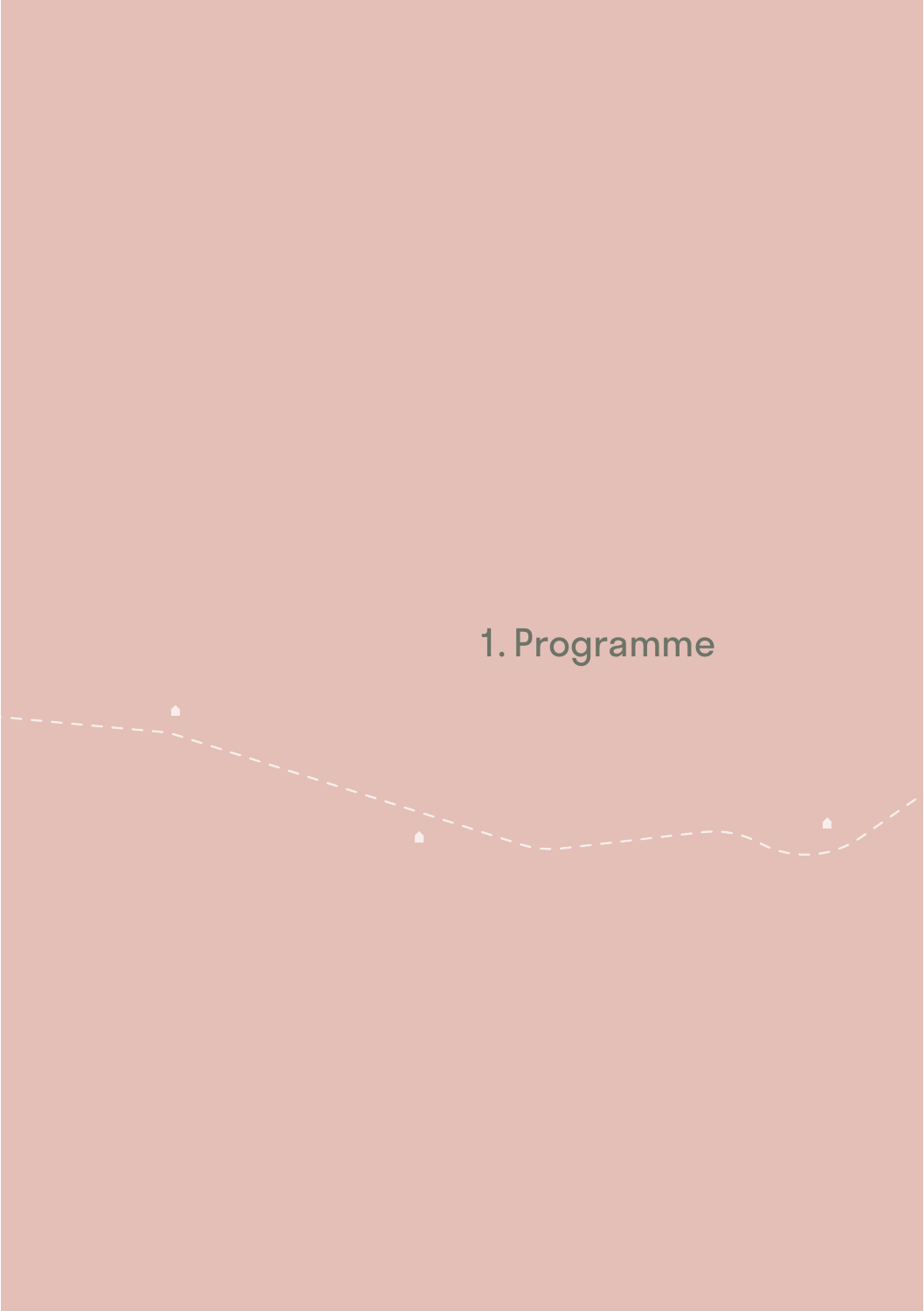# 1. Programme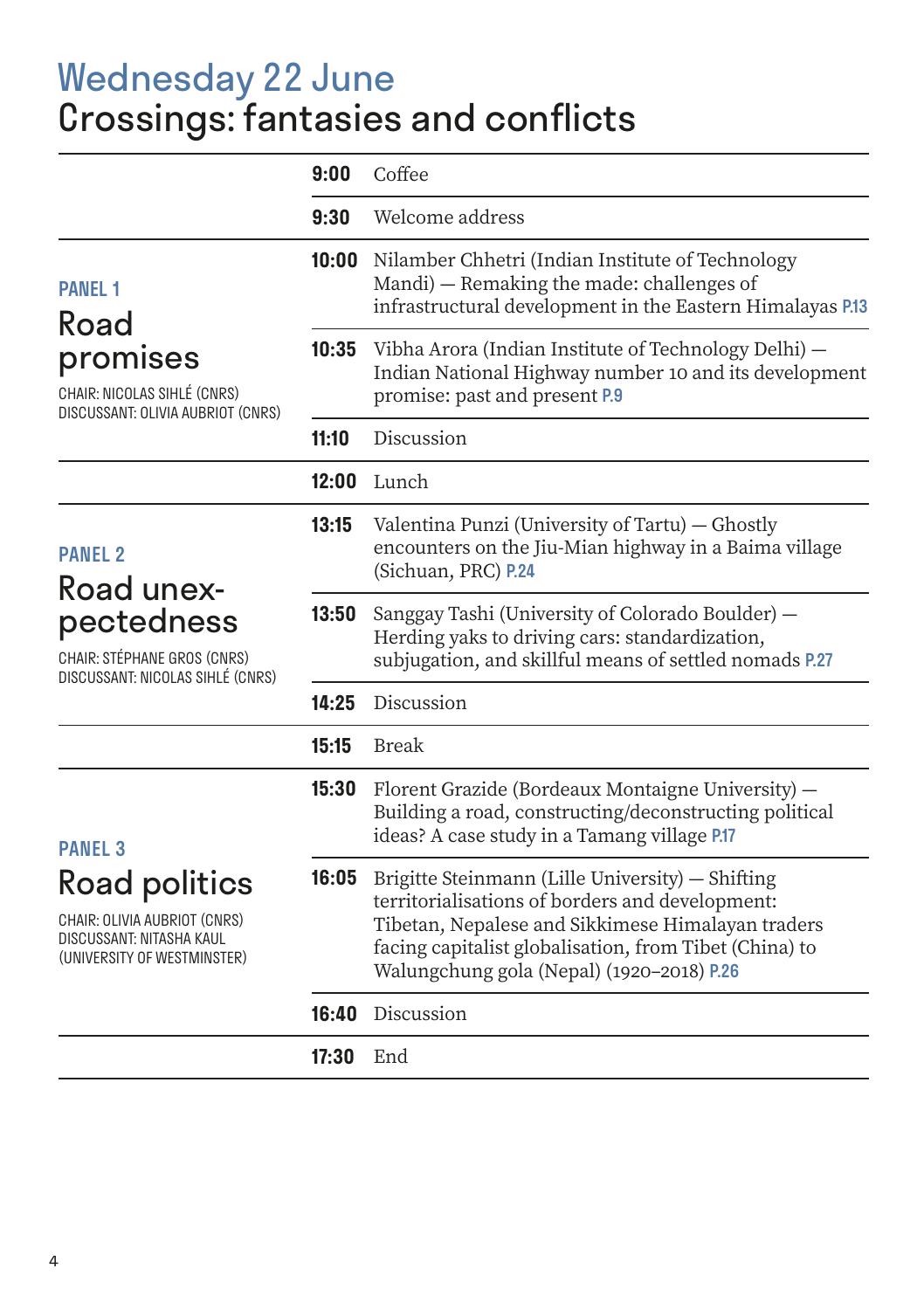# Wednesday 22 June
# Crossings: fantasies and conflicts

| | | |
|---|---|---|
| | **9:00** | Coffee |
| | **9:30** | Welcome address |
| **PANEL 1**<br>**Road promises**<br>CHAIR: NICOLAS SIHLÉ (CNRS)<br>DISCUSSANT: OLIVIA AUBRIOT (CNRS) | **10:00** | Nilamber Chhetri (Indian Institute of Technology Mandi) — Remaking the made: challenges of infrastructural development in the Eastern Himalayas P.13 |
| | **10:35** | Vibha Arora (Indian Institute of Technology Delhi) — Indian National Highway number 10 and its development promise: past and present P.9 |
| | **11:10** | Discussion |
| | **12:00** | Lunch |
| **PANEL 2**<br>**Road unex­pectedness**<br>CHAIR: STÉPHANE GROS (CNRS)<br>DISCUSSANT: NICOLAS SIHLÉ (CNRS) | **13:15** | Valentina Punzi (University of Tartu) — Ghostly encounters on the Jiu-Mian highway in a Baima village (Sichuan, PRC) P.24 |
| | **13:50** | Sanggay Tashi (University of Colorado Boulder) — Herding yaks to driving cars: standardization, subjugation, and skillful means of settled nomads P.27 |
| | **14:25** | Discussion |
| | **15:15** | Break |
| **PANEL 3**<br>**Road politics**<br>CHAIR: OLIVIA AUBRIOT (CNRS)<br>DISCUSSANT: NITASHA KAUL (UNIVERSITY OF WESTMINSTER) | **15:30** | Florent Grazide (Bordeaux Montaigne University) — Building a road, constructing/deconstructing political ideas? A case study in a Tamang village P.17 |
| | **16:05** | Brigitte Steinmann (Lille University) — Shifting territorialisations of borders and development: Tibetan, Nepalese and Sikkimese Himalayan traders facing capitalist globalisation, from Tibet (China) to Walungchung gola (Nepal) (1920–2018) P.26 |
| | **16:40** | Discussion |
| | **17:30** | End |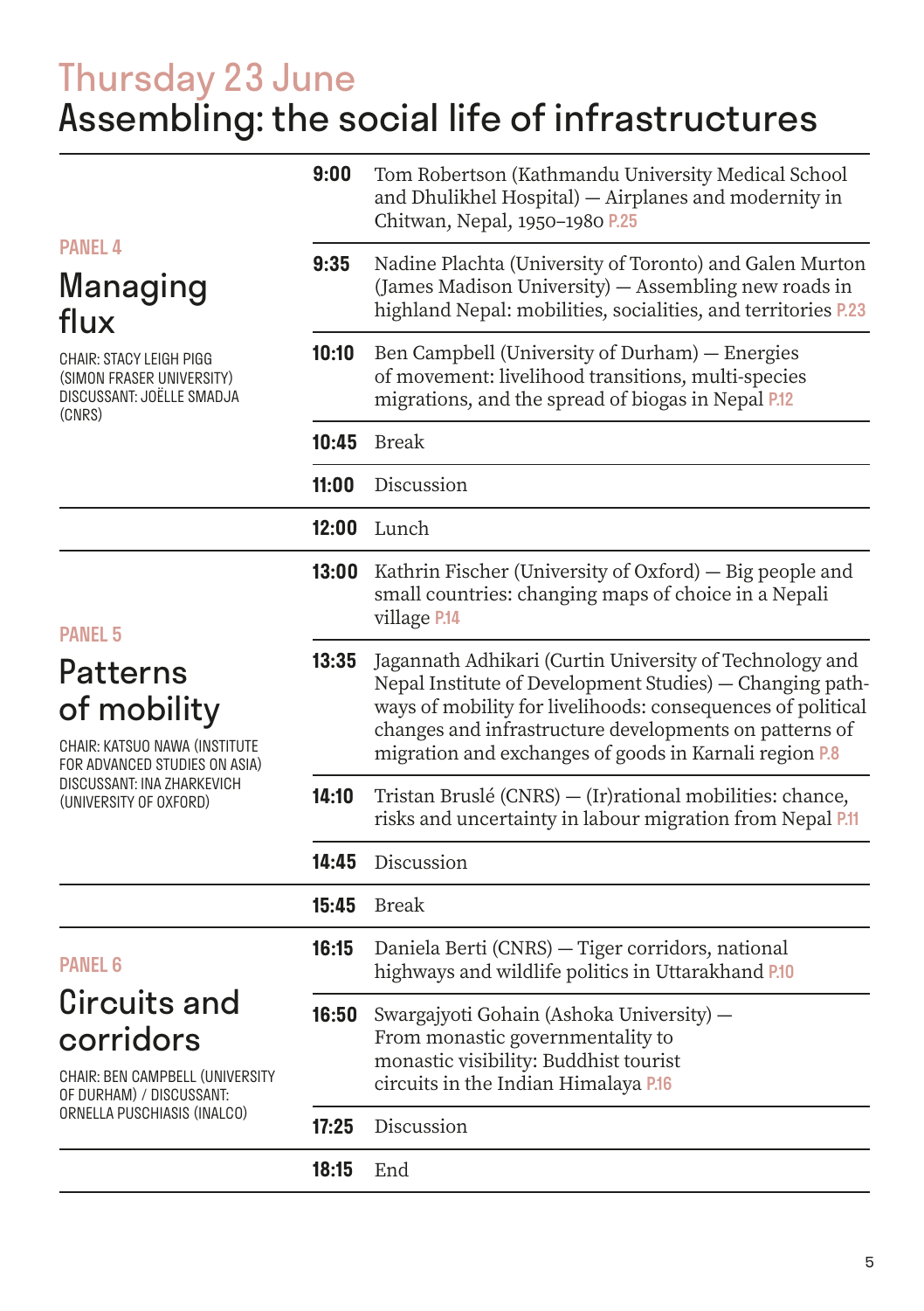# Thursday 23 June
# Assembling: the social life of infrastructures

## PANEL 4
### Managing flux

CHAIR: STACY LEIGH PIGG (SIMON FRASER UNIVERSITY)
DISCUSSANT: JOËLLE SMADJA (CNRS)

| Time | Session |
|---|---|
| **9:00** | Tom Robertson (Kathmandu University Medical School and Dhulikhel Hospital) — Airplanes and modernity in Chitwan, Nepal, 1950–1980 P.25 |
| **9:35** | Nadine Plachta (University of Toronto) and Galen Murton (James Madison University) — Assembling new roads in highland Nepal: mobilities, socialities, and territories P.23 |
| **10:10** | Ben Campbell (University of Durham) — Energies of movement: livelihood transitions, multi-species migrations, and the spread of biogas in Nepal P.12 |
| **10:45** | Break |
| **11:00** | Discussion |
| **12:00** | Lunch |

## PANEL 5
### Patterns of mobility

CHAIR: KATSUO NAWA (INSTITUTE FOR ADVANCED STUDIES ON ASIA)
DISCUSSANT: INA ZHARKEVICH (UNIVERSITY OF OXFORD)

| Time | Session |
|---|---|
| **13:00** | Kathrin Fischer (University of Oxford) — Big people and small countries: changing maps of choice in a Nepali village P.14 |
| **13:35** | Jagannath Adhikari (Curtin University of Technology and Nepal Institute of Development Studies) — Changing pathways of mobility for livelihoods: consequences of political changes and infrastructure developments on patterns of migration and exchanges of goods in Karnali region P.8 |
| **14:10** | Tristan Bruslé (CNRS) — (Ir)rational mobilities: chance, risks and uncertainty in labour migration from Nepal P.11 |
| **14:45** | Discussion |
| **15:45** | Break |

## PANEL 6
### Circuits and corridors

CHAIR: BEN CAMPBELL (UNIVERSITY OF DURHAM) / DISCUSSANT: ORNELLA PUSCHIASIS (INALCO)

| Time | Session |
|---|---|
| **16:15** | Daniela Berti (CNRS) — Tiger corridors, national highways and wildlife politics in Uttarakhand P.10 |
| **16:50** | Swargajyoti Gohain (Ashoka University) — From monastic governmentality to monastic visibility: Buddhist tourist circuits in the Indian Himalaya P.16 |
| **17:25** | Discussion |
| **18:15** | End |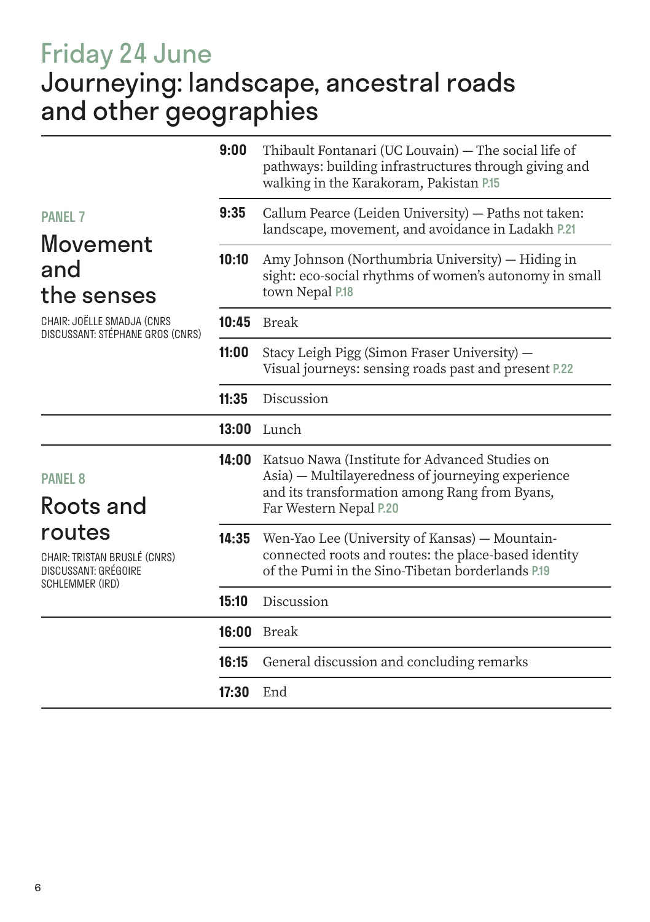# Friday 24 June
## Journeying: landscape, ancestral roads and other geographies

### PANEL 7
## Movement and the senses

CHAIR: JOËLLE SMADJA (CNRS
DISCUSSANT: STÉPHANE GROS (CNRS)

| | |
|---|---|
| **9:00** | Thibault Fontanari (UC Louvain) — The social life of pathways: building infrastructures through giving and walking in the Karakoram, Pakistan P.15 |
| **9:35** | Callum Pearce (Leiden University) — Paths not taken: landscape, movement, and avoidance in Ladakh P.21 |
| **10:10** | Amy Johnson (Northumbria University) — Hiding in sight: eco-social rhythms of women's autonomy in small town Nepal P.18 |
| **10:45** | Break |
| **11:00** | Stacy Leigh Pigg (Simon Fraser University) — Visual journeys: sensing roads past and present P.22 |
| **11:35** | Discussion |
| **13:00** | Lunch |

### PANEL 8
## Roots and routes

CHAIR: TRISTAN BRUSLÉ (CNRS)
DISCUSSANT: GRÉGOIRE SCHLEMMER (IRD)

| | |
|---|---|
| **14:00** | Katsuo Nawa (Institute for Advanced Studies on Asia) — Multilayeredness of journeying experience and its transformation among Rang from Byans, Far Western Nepal P.20 |
| **14:35** | Wen-Yao Lee (University of Kansas) — Mountain-connected roots and routes: the place-based identity of the Pumi in the Sino-Tibetan borderlands P.19 |
| **15:10** | Discussion |
| **16:00** | Break |
| **16:15** | General discussion and concluding remarks |
| **17:30** | End |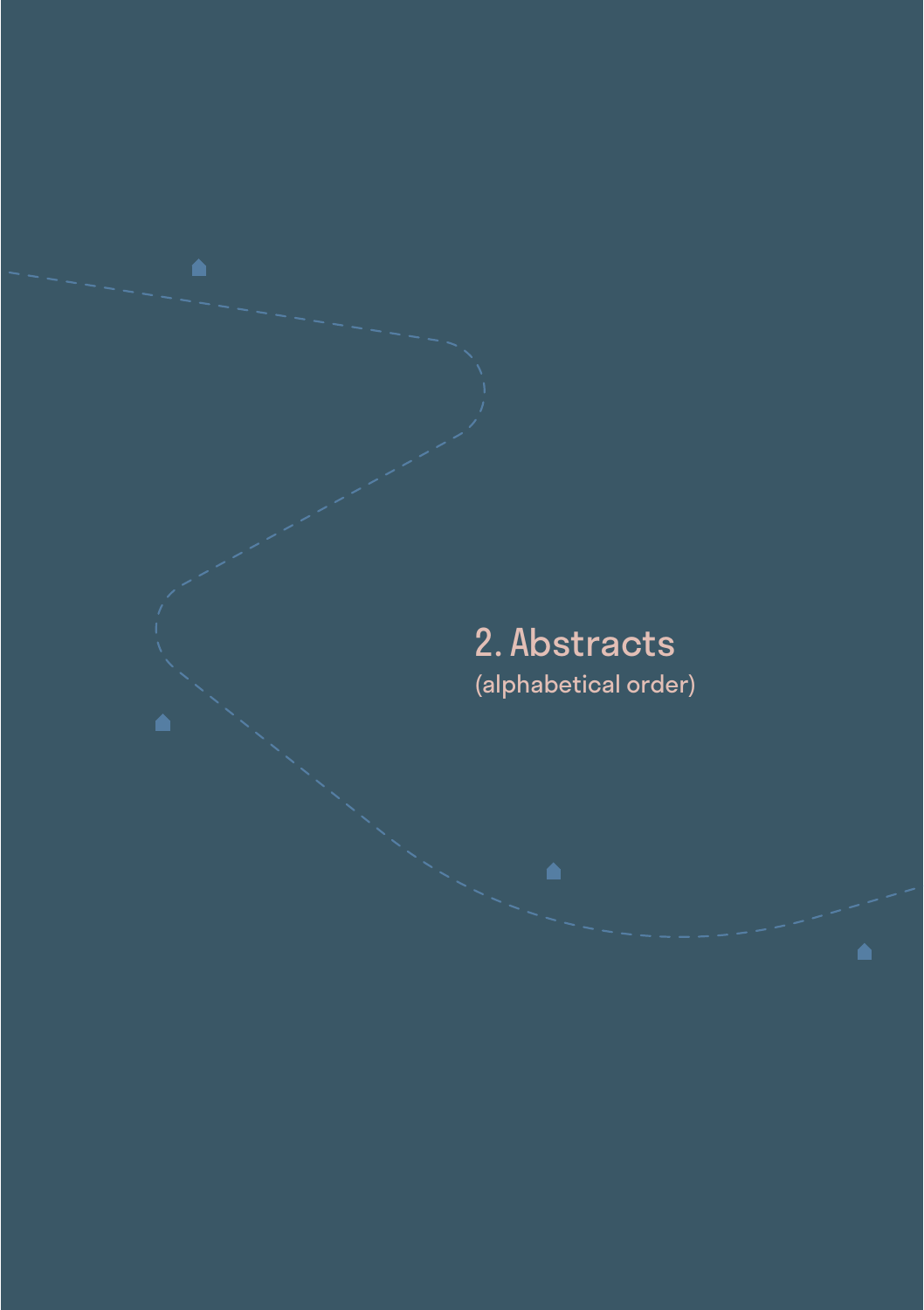# 2. Abstracts

(alphabetical order)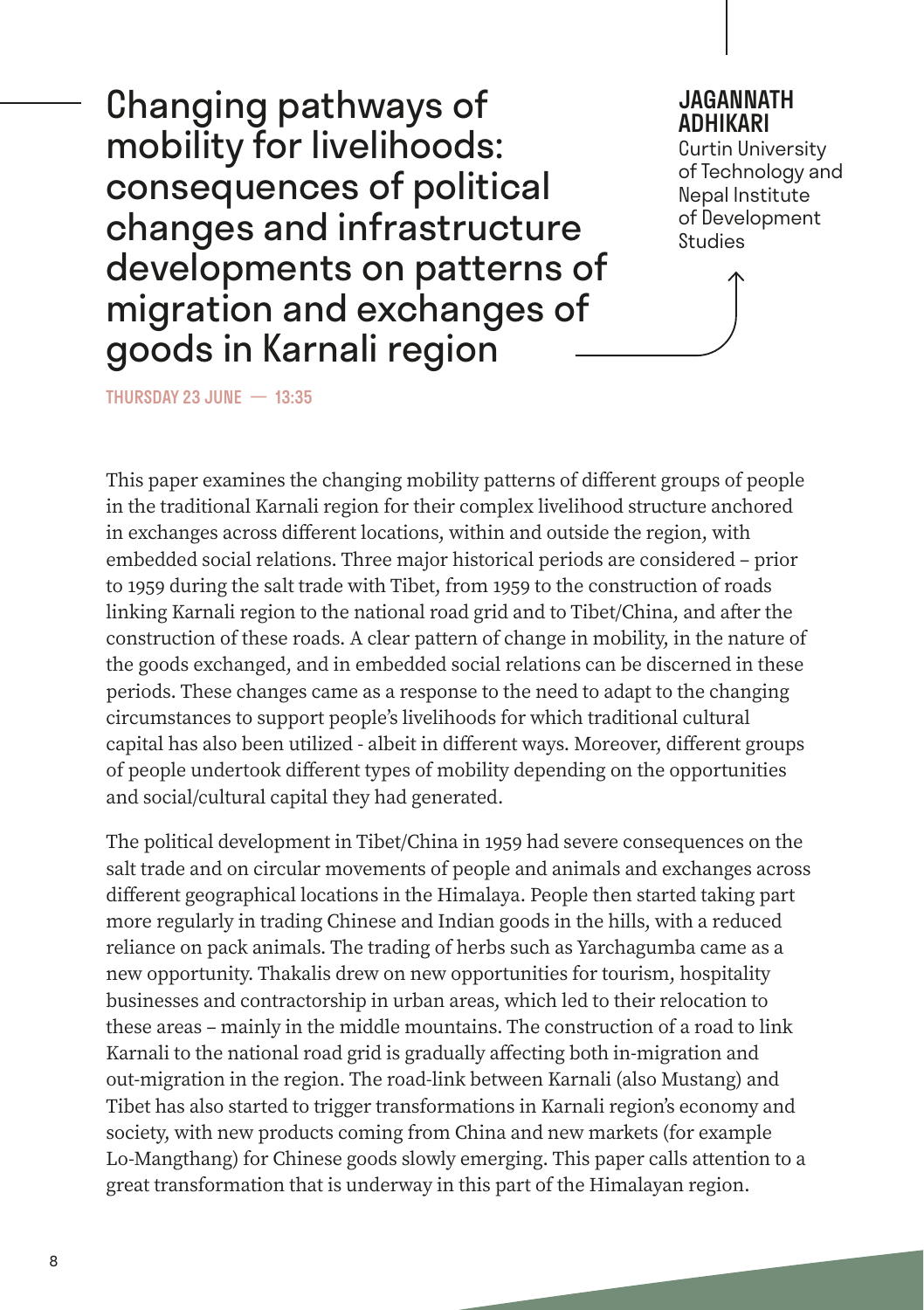# Changing pathways of mobility for livelihoods: consequences of political changes and infrastructure developments on patterns of migration and exchanges of goods in Karnali region

**JAGANNATH ADHIKARI**
Curtin University of Technology and Nepal Institute of Development Studies

THURSDAY 23 JUNE — 13:35

This paper examines the changing mobility patterns of different groups of people in the traditional Karnali region for their complex livelihood structure anchored in exchanges across different locations, within and outside the region, with embedded social relations. Three major historical periods are considered – prior to 1959 during the salt trade with Tibet, from 1959 to the construction of roads linking Karnali region to the national road grid and to Tibet/China, and after the construction of these roads. A clear pattern of change in mobility, in the nature of the goods exchanged, and in embedded social relations can be discerned in these periods. These changes came as a response to the need to adapt to the changing circumstances to support people's livelihoods for which traditional cultural capital has also been utilized - albeit in different ways. Moreover, different groups of people undertook different types of mobility depending on the opportunities and social/cultural capital they had generated.

The political development in Tibet/China in 1959 had severe consequences on the salt trade and on circular movements of people and animals and exchanges across different geographical locations in the Himalaya. People then started taking part more regularly in trading Chinese and Indian goods in the hills, with a reduced reliance on pack animals. The trading of herbs such as Yarchagumba came as a new opportunity. Thakalis drew on new opportunities for tourism, hospitality businesses and contractorship in urban areas, which led to their relocation to these areas – mainly in the middle mountains. The construction of a road to link Karnali to the national road grid is gradually affecting both in-migration and out-migration in the region. The road-link between Karnali (also Mustang) and Tibet has also started to trigger transformations in Karnali region's economy and society, with new products coming from China and new markets (for example Lo-Mangthang) for Chinese goods slowly emerging. This paper calls attention to a great transformation that is underway in this part of the Himalayan region.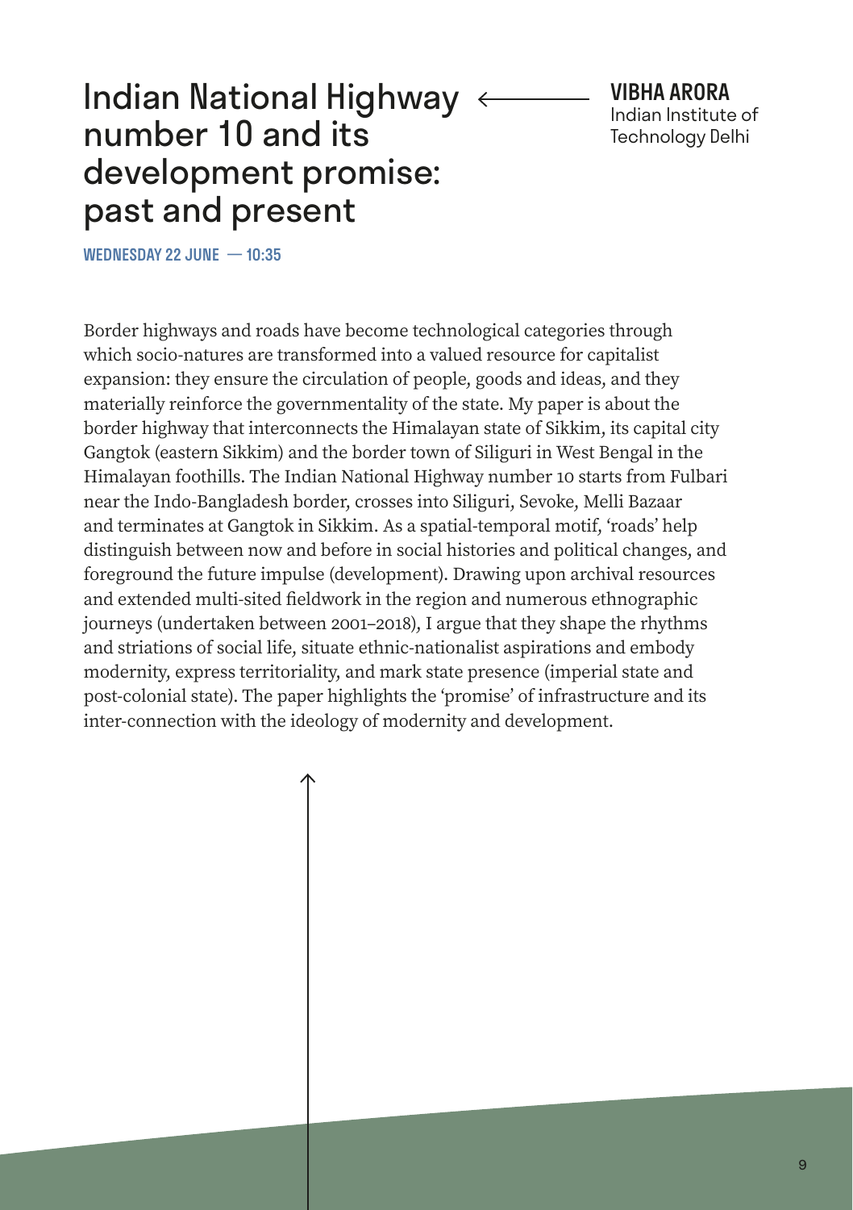# Indian National Highway number 10 and its development promise: past and present

**VIBHA ARORA**
Indian Institute of Technology Delhi

**WEDNESDAY 22 JUNE — 10:35**

Border highways and roads have become technological categories through which socio-natures are transformed into a valued resource for capitalist expansion: they ensure the circulation of people, goods and ideas, and they materially reinforce the governmentality of the state. My paper is about the border highway that interconnects the Himalayan state of Sikkim, its capital city Gangtok (eastern Sikkim) and the border town of Siliguri in West Bengal in the Himalayan foothills. The Indian National Highway number 10 starts from Fulbari near the Indo-Bangladesh border, crosses into Siliguri, Sevoke, Melli Bazaar and terminates at Gangtok in Sikkim. As a spatial-temporal motif, 'roads' help distinguish between now and before in social histories and political changes, and foreground the future impulse (development). Drawing upon archival resources and extended multi-sited fieldwork in the region and numerous ethnographic journeys (undertaken between 2001–2018), I argue that they shape the rhythms and striations of social life, situate ethnic-nationalist aspirations and embody modernity, express territoriality, and mark state presence (imperial state and post-colonial state). The paper highlights the 'promise' of infrastructure and its inter-connection with the ideology of modernity and development.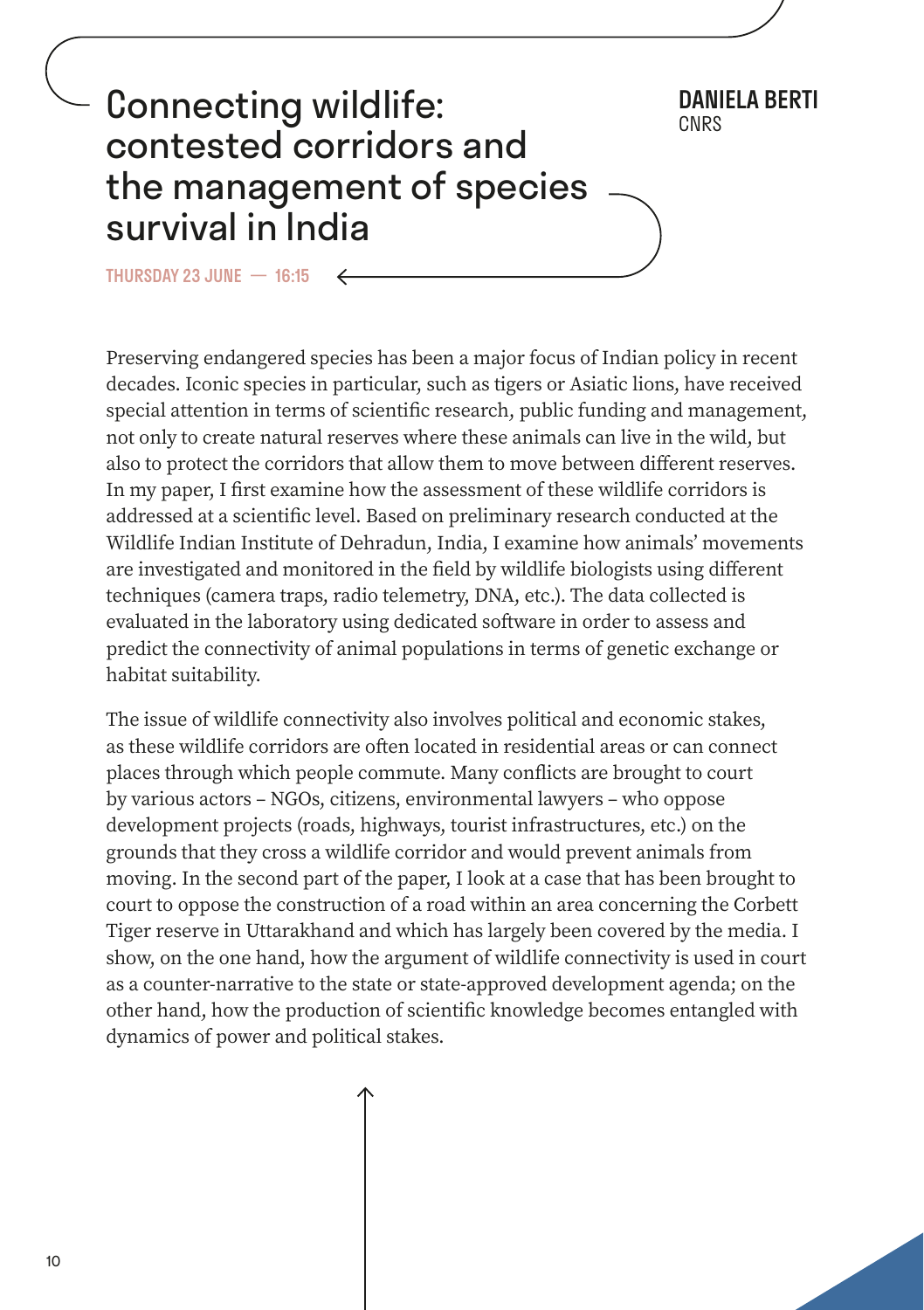# Connecting wildlife: contested corridors and the management of species survival in India

**DANIELA BERTI**
CNRS

**THURSDAY 23 JUNE — 16:15**

Preserving endangered species has been a major focus of Indian policy in recent decades. Iconic species in particular, such as tigers or Asiatic lions, have received special attention in terms of scientific research, public funding and management, not only to create natural reserves where these animals can live in the wild, but also to protect the corridors that allow them to move between different reserves. In my paper, I first examine how the assessment of these wildlife corridors is addressed at a scientific level. Based on preliminary research conducted at the Wildlife Indian Institute of Dehradun, India, I examine how animals' movements are investigated and monitored in the field by wildlife biologists using different techniques (camera traps, radio telemetry, DNA, etc.). The data collected is evaluated in the laboratory using dedicated software in order to assess and predict the connectivity of animal populations in terms of genetic exchange or habitat suitability.

The issue of wildlife connectivity also involves political and economic stakes, as these wildlife corridors are often located in residential areas or can connect places through which people commute. Many conflicts are brought to court by various actors – NGOs, citizens, environmental lawyers – who oppose development projects (roads, highways, tourist infrastructures, etc.) on the grounds that they cross a wildlife corridor and would prevent animals from moving. In the second part of the paper, I look at a case that has been brought to court to oppose the construction of a road within an area concerning the Corbett Tiger reserve in Uttarakhand and which has largely been covered by the media. I show, on the one hand, how the argument of wildlife connectivity is used in court as a counter-narrative to the state or state-approved development agenda; on the other hand, how the production of scientific knowledge becomes entangled with dynamics of power and political stakes.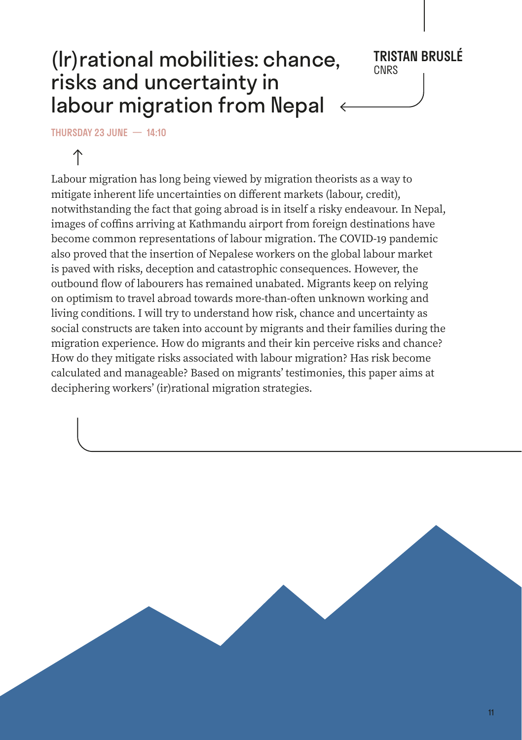# (Ir)rational mobilities: chance, risks and uncertainty in labour migration from Nepal

**TRISTAN BRUSLÉ**
CNRS

THURSDAY 23 JUNE — 14:10

Labour migration has long being viewed by migration theorists as a way to mitigate inherent life uncertainties on different markets (labour, credit), notwithstanding the fact that going abroad is in itself a risky endeavour. In Nepal, images of coffins arriving at Kathmandu airport from foreign destinations have become common representations of labour migration. The COVID-19 pandemic also proved that the insertion of Nepalese workers on the global labour market is paved with risks, deception and catastrophic consequences. However, the outbound flow of labourers has remained unabated. Migrants keep on relying on optimism to travel abroad towards more-than-often unknown working and living conditions. I will try to understand how risk, chance and uncertainty as social constructs are taken into account by migrants and their families during the migration experience. How do migrants and their kin perceive risks and chance? How do they mitigate risks associated with labour migration? Has risk become calculated and manageable? Based on migrants' testimonies, this paper aims at deciphering workers' (ir)rational migration strategies.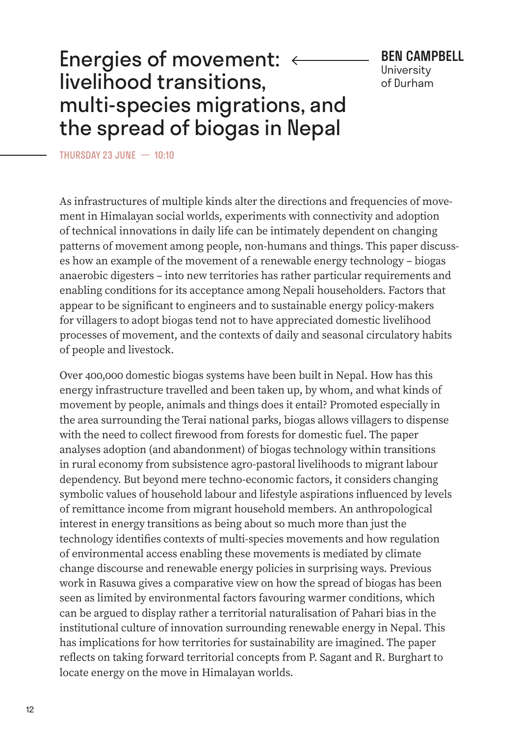# Energies of movement: livelihood transitions, multi-species migrations, and the spread of biogas in Nepal

**BEN CAMPBELL**
University of Durham

THURSDAY 23 JUNE — 10:10

As infrastructures of multiple kinds alter the directions and frequencies of movement in Himalayan social worlds, experiments with connectivity and adoption of technical innovations in daily life can be intimately dependent on changing patterns of movement among people, non-humans and things. This paper discusses how an example of the movement of a renewable energy technology – biogas anaerobic digesters – into new territories has rather particular requirements and enabling conditions for its acceptance among Nepali householders. Factors that appear to be significant to engineers and to sustainable energy policy-makers for villagers to adopt biogas tend not to have appreciated domestic livelihood processes of movement, and the contexts of daily and seasonal circulatory habits of people and livestock.

Over 400,000 domestic biogas systems have been built in Nepal. How has this energy infrastructure travelled and been taken up, by whom, and what kinds of movement by people, animals and things does it entail? Promoted especially in the area surrounding the Terai national parks, biogas allows villagers to dispense with the need to collect firewood from forests for domestic fuel. The paper analyses adoption (and abandonment) of biogas technology within transitions in rural economy from subsistence agro-pastoral livelihoods to migrant labour dependency. But beyond mere techno-economic factors, it considers changing symbolic values of household labour and lifestyle aspirations influenced by levels of remittance income from migrant household members. An anthropological interest in energy transitions as being about so much more than just the technology identifies contexts of multi-species movements and how regulation of environmental access enabling these movements is mediated by climate change discourse and renewable energy policies in surprising ways. Previous work in Rasuwa gives a comparative view on how the spread of biogas has been seen as limited by environmental factors favouring warmer conditions, which can be argued to display rather a territorial naturalisation of Pahari bias in the institutional culture of innovation surrounding renewable energy in Nepal. This has implications for how territories for sustainability are imagined. The paper reflects on taking forward territorial concepts from P. Sagant and R. Burghart to locate energy on the move in Himalayan worlds.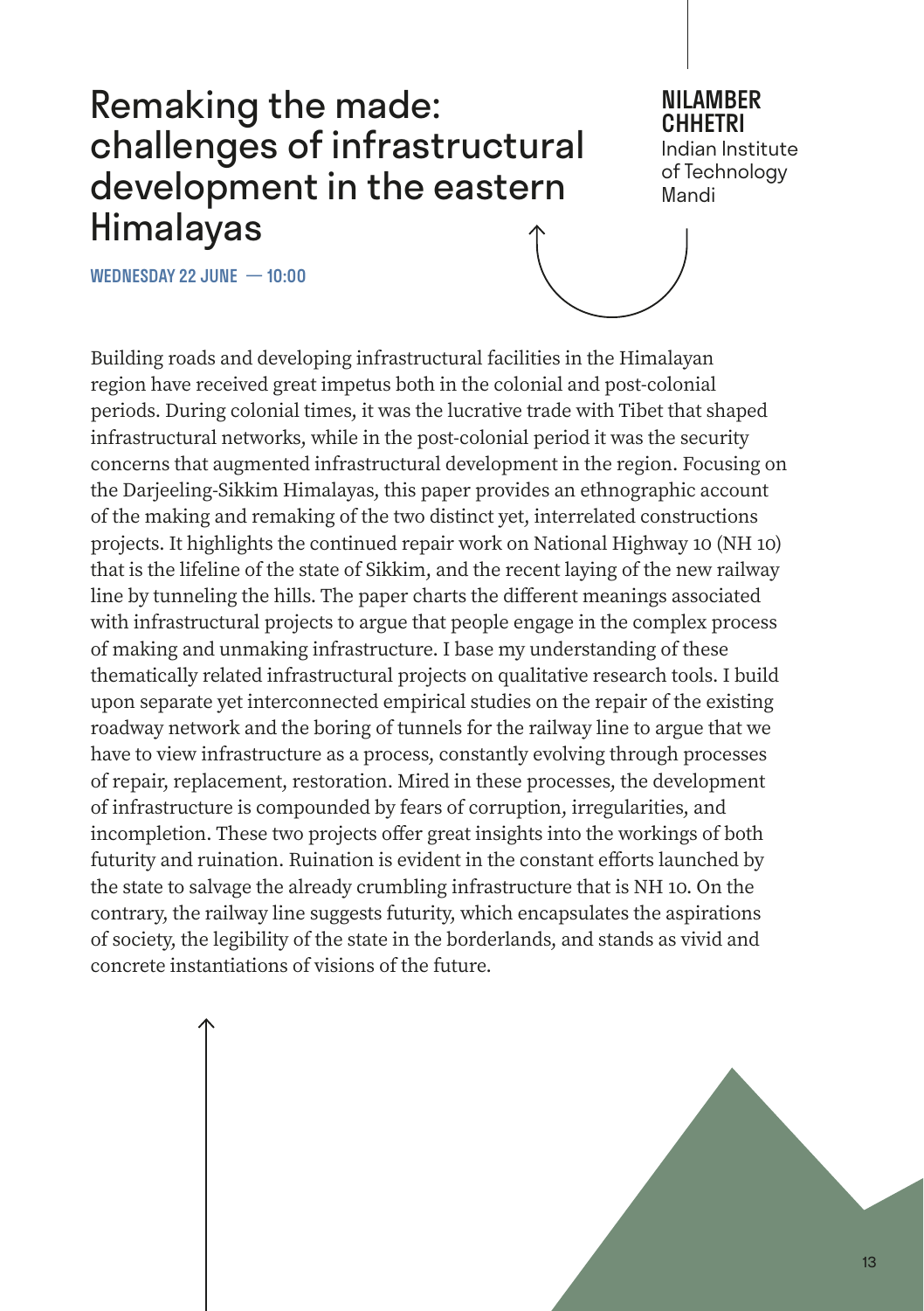# Remaking the made: challenges of infrastructural development in the eastern Himalayas

**NILAMBER CHHETRI**
Indian Institute of Technology Mandi

**WEDNESDAY 22 JUNE — 10:00**

Building roads and developing infrastructural facilities in the Himalayan region have received great impetus both in the colonial and post-colonial periods. During colonial times, it was the lucrative trade with Tibet that shaped infrastructural networks, while in the post-colonial period it was the security concerns that augmented infrastructural development in the region. Focusing on the Darjeeling-Sikkim Himalayas, this paper provides an ethnographic account of the making and remaking of the two distinct yet, interrelated constructions projects. It highlights the continued repair work on National Highway 10 (NH 10) that is the lifeline of the state of Sikkim, and the recent laying of the new railway line by tunneling the hills. The paper charts the different meanings associated with infrastructural projects to argue that people engage in the complex process of making and unmaking infrastructure. I base my understanding of these thematically related infrastructural projects on qualitative research tools. I build upon separate yet interconnected empirical studies on the repair of the existing roadway network and the boring of tunnels for the railway line to argue that we have to view infrastructure as a process, constantly evolving through processes of repair, replacement, restoration. Mired in these processes, the development of infrastructure is compounded by fears of corruption, irregularities, and incompletion. These two projects offer great insights into the workings of both futurity and ruination. Ruination is evident in the constant efforts launched by the state to salvage the already crumbling infrastructure that is NH 10. On the contrary, the railway line suggests futurity, which encapsulates the aspirations of society, the legibility of the state in the borderlands, and stands as vivid and concrete instantiations of visions of the future.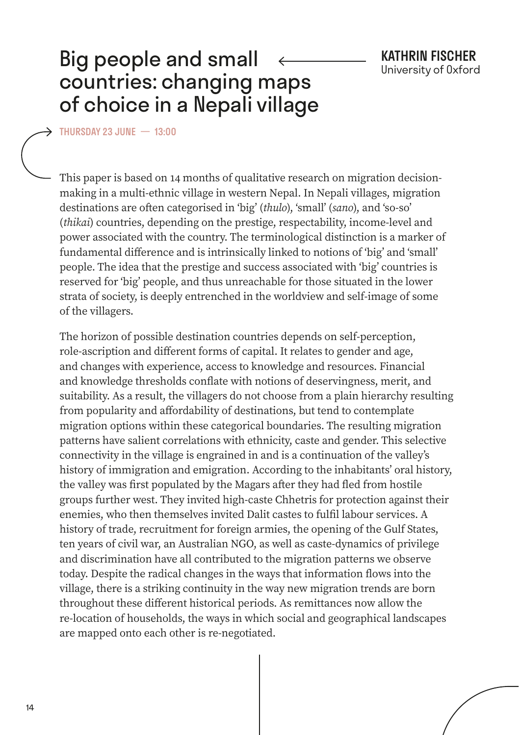# Big people and small countries: changing maps of choice in a Nepali village

**KATHRIN FISCHER**
University of Oxford

THURSDAY 23 JUNE — 13:00

This paper is based on 14 months of qualitative research on migration decision-making in a multi-ethnic village in western Nepal. In Nepali villages, migration destinations are often categorised in 'big' (*thulo*), 'small' (*sano*), and 'so-so' (*thikai*) countries, depending on the prestige, respectability, income-level and power associated with the country. The terminological distinction is a marker of fundamental difference and is intrinsically linked to notions of 'big' and 'small' people. The idea that the prestige and success associated with 'big' countries is reserved for 'big' people, and thus unreachable for those situated in the lower strata of society, is deeply entrenched in the worldview and self-image of some of the villagers.

The horizon of possible destination countries depends on self-perception, role-ascription and different forms of capital. It relates to gender and age, and changes with experience, access to knowledge and resources. Financial and knowledge thresholds conflate with notions of deservingness, merit, and suitability. As a result, the villagers do not choose from a plain hierarchy resulting from popularity and affordability of destinations, but tend to contemplate migration options within these categorical boundaries. The resulting migration patterns have salient correlations with ethnicity, caste and gender. This selective connectivity in the village is engrained in and is a continuation of the valley's history of immigration and emigration. According to the inhabitants' oral history, the valley was first populated by the Magars after they had fled from hostile groups further west. They invited high-caste Chhetris for protection against their enemies, who then themselves invited Dalit castes to fulfil labour services. A history of trade, recruitment for foreign armies, the opening of the Gulf States, ten years of civil war, an Australian NGO, as well as caste-dynamics of privilege and discrimination have all contributed to the migration patterns we observe today. Despite the radical changes in the ways that information flows into the village, there is a striking continuity in the way new migration trends are born throughout these different historical periods. As remittances now allow the re-location of households, the ways in which social and geographical landscapes are mapped onto each other is re-negotiated.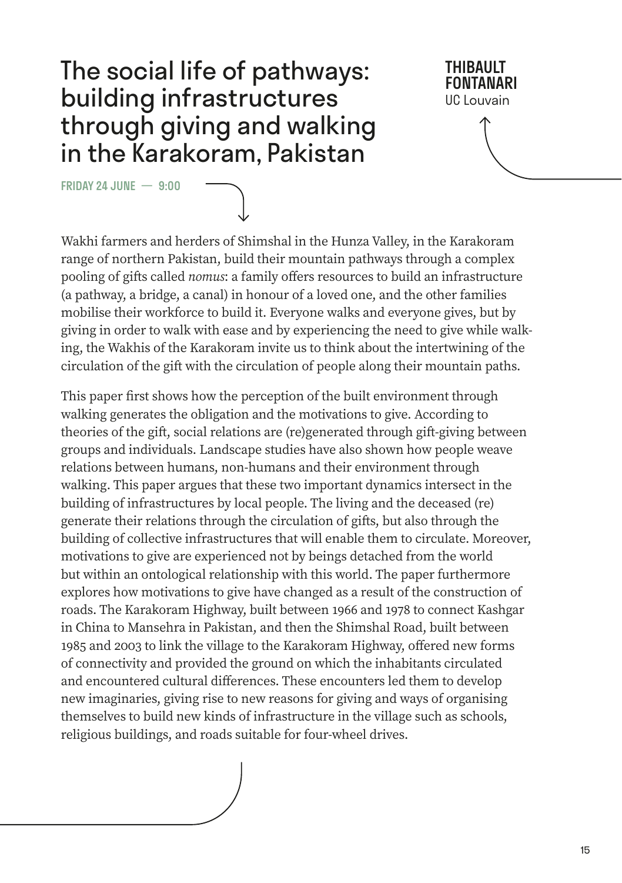# The social life of pathways: building infrastructures through giving and walking in the Karakoram, Pakistan

**THIBAULT FONTANARI**
UC Louvain

**FRIDAY 24 JUNE — 9:00**

Wakhi farmers and herders of Shimshal in the Hunza Valley, in the Karakoram range of northern Pakistan, build their mountain pathways through a complex pooling of gifts called *nomus*: a family offers resources to build an infrastructure (a pathway, a bridge, a canal) in honour of a loved one, and the other families mobilise their workforce to build it. Everyone walks and everyone gives, but by giving in order to walk with ease and by experiencing the need to give while walking, the Wakhis of the Karakoram invite us to think about the intertwining of the circulation of the gift with the circulation of people along their mountain paths.

This paper first shows how the perception of the built environment through walking generates the obligation and the motivations to give. According to theories of the gift, social relations are (re)generated through gift-giving between groups and individuals. Landscape studies have also shown how people weave relations between humans, non-humans and their environment through walking. This paper argues that these two important dynamics intersect in the building of infrastructures by local people. The living and the deceased (re)generate their relations through the circulation of gifts, but also through the building of collective infrastructures that will enable them to circulate. Moreover, motivations to give are experienced not by beings detached from the world but within an ontological relationship with this world. The paper furthermore explores how motivations to give have changed as a result of the construction of roads. The Karakoram Highway, built between 1966 and 1978 to connect Kashgar in China to Mansehra in Pakistan, and then the Shimshal Road, built between 1985 and 2003 to link the village to the Karakoram Highway, offered new forms of connectivity and provided the ground on which the inhabitants circulated and encountered cultural differences. These encounters led them to develop new imaginaries, giving rise to new reasons for giving and ways of organising themselves to build new kinds of infrastructure in the village such as schools, religious buildings, and roads suitable for four-wheel drives.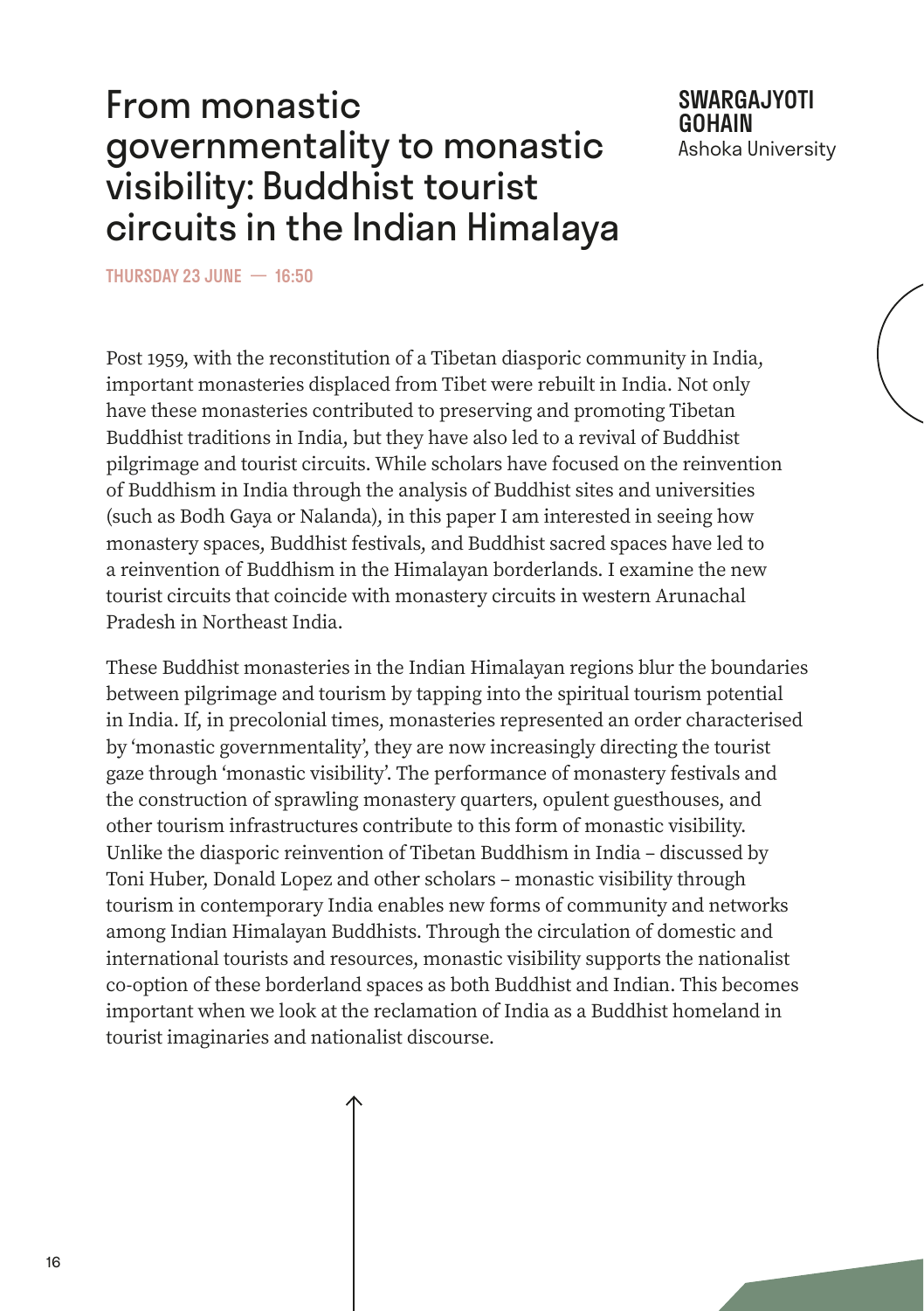# From monastic governmentality to monastic visibility: Buddhist tourist circuits in the Indian Himalaya

**SWARGAJYOTI GOHAIN**
Ashoka University

**THURSDAY 23 JUNE — 16:50**

Post 1959, with the reconstitution of a Tibetan diasporic community in India, important monasteries displaced from Tibet were rebuilt in India. Not only have these monasteries contributed to preserving and promoting Tibetan Buddhist traditions in India, but they have also led to a revival of Buddhist pilgrimage and tourist circuits. While scholars have focused on the reinvention of Buddhism in India through the analysis of Buddhist sites and universities (such as Bodh Gaya or Nalanda), in this paper I am interested in seeing how monastery spaces, Buddhist festivals, and Buddhist sacred spaces have led to a reinvention of Buddhism in the Himalayan borderlands. I examine the new tourist circuits that coincide with monastery circuits in western Arunachal Pradesh in Northeast India.

These Buddhist monasteries in the Indian Himalayan regions blur the boundaries between pilgrimage and tourism by tapping into the spiritual tourism potential in India. If, in precolonial times, monasteries represented an order characterised by 'monastic governmentality', they are now increasingly directing the tourist gaze through 'monastic visibility'. The performance of monastery festivals and the construction of sprawling monastery quarters, opulent guesthouses, and other tourism infrastructures contribute to this form of monastic visibility. Unlike the diasporic reinvention of Tibetan Buddhism in India – discussed by Toni Huber, Donald Lopez and other scholars – monastic visibility through tourism in contemporary India enables new forms of community and networks among Indian Himalayan Buddhists. Through the circulation of domestic and international tourists and resources, monastic visibility supports the nationalist co-option of these borderland spaces as both Buddhist and Indian. This becomes important when we look at the reclamation of India as a Buddhist homeland in tourist imaginaries and nationalist discourse.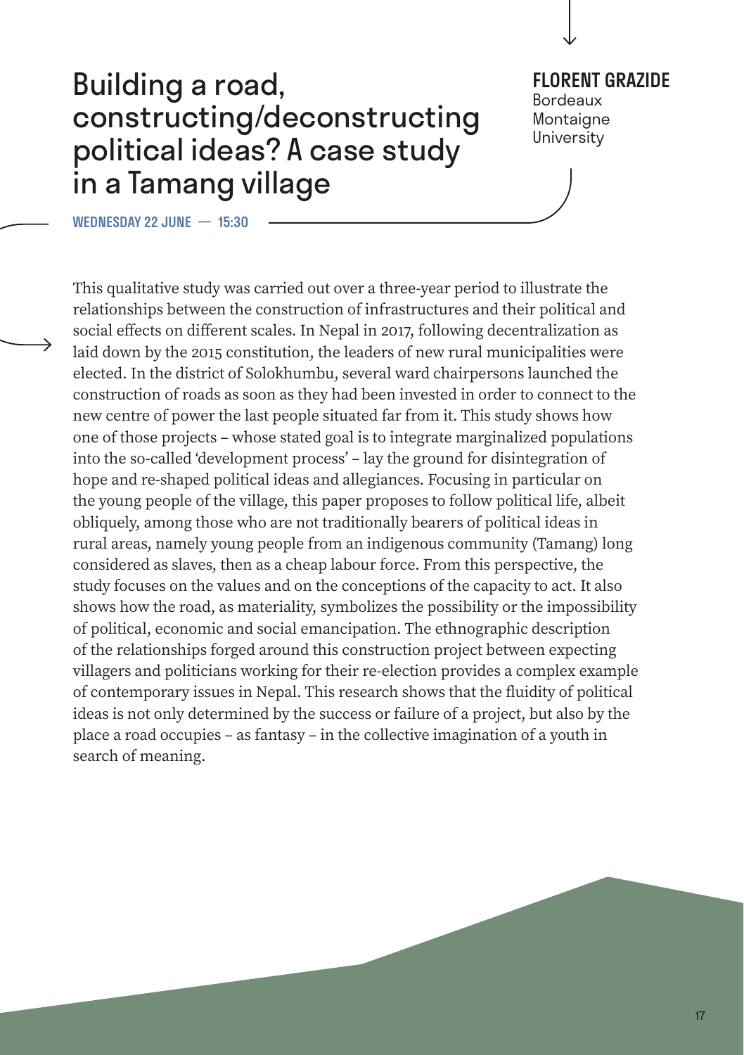# Building a road, constructing/deconstructing political ideas? A case study in a Tamang village

**FLORENT GRAZIDE**
Bordeaux Montaigne University

**WEDNESDAY 22 JUNE — 15:30**

This qualitative study was carried out over a three-year period to illustrate the relationships between the construction of infrastructures and their political and social effects on different scales. In Nepal in 2017, following decentralization as laid down by the 2015 constitution, the leaders of new rural municipalities were elected. In the district of Solokhumbu, several ward chairpersons launched the construction of roads as soon as they had been invested in order to connect to the new centre of power the last people situated far from it. This study shows how one of those projects – whose stated goal is to integrate marginalized populations into the so-called 'development process' – lay the ground for disintegration of hope and re-shaped political ideas and allegiances. Focusing in particular on the young people of the village, this paper proposes to follow political life, albeit obliquely, among those who are not traditionally bearers of political ideas in rural areas, namely young people from an indigenous community (Tamang) long considered as slaves, then as a cheap labour force. From this perspective, the study focuses on the values and on the conceptions of the capacity to act. It also shows how the road, as materiality, symbolizes the possibility or the impossibility of political, economic and social emancipation. The ethnographic description of the relationships forged around this construction project between expecting villagers and politicians working for their re-election provides a complex example of contemporary issues in Nepal. This research shows that the fluidity of political ideas is not only determined by the success or failure of a project, but also by the place a road occupies – as fantasy – in the collective imagination of a youth in search of meaning.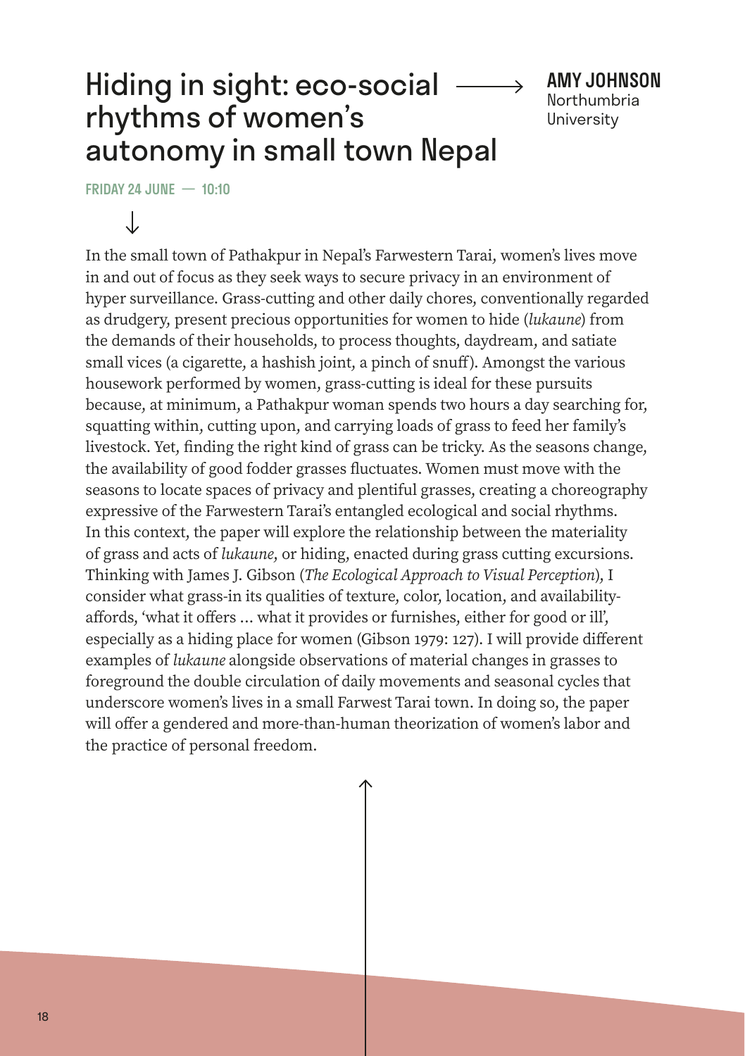# Hiding in sight: eco-social rhythms of women's autonomy in small town Nepal

**AMY JOHNSON**
Northumbria University

**FRIDAY 24 JUNE — 10:10**

In the small town of Pathakpur in Nepal's Farwestern Tarai, women's lives move in and out of focus as they seek ways to secure privacy in an environment of hyper surveillance. Grass-cutting and other daily chores, conventionally regarded as drudgery, present precious opportunities for women to hide (*lukaune*) from the demands of their households, to process thoughts, daydream, and satiate small vices (a cigarette, a hashish joint, a pinch of snuff). Amongst the various housework performed by women, grass-cutting is ideal for these pursuits because, at minimum, a Pathakpur woman spends two hours a day searching for, squatting within, cutting upon, and carrying loads of grass to feed her family's livestock. Yet, finding the right kind of grass can be tricky. As the seasons change, the availability of good fodder grasses fluctuates. Women must move with the seasons to locate spaces of privacy and plentiful grasses, creating a choreography expressive of the Farwestern Tarai's entangled ecological and social rhythms. In this context, the paper will explore the relationship between the materiality of grass and acts of *lukaune*, or hiding, enacted during grass cutting excursions. Thinking with James J. Gibson (*The Ecological Approach to Visual Perception*), I consider what grass-in its qualities of texture, color, location, and availability-affords, 'what it offers ... what it provides or furnishes, either for good or ill', especially as a hiding place for women (Gibson 1979: 127). I will provide different examples of *lukaune* alongside observations of material changes in grasses to foreground the double circulation of daily movements and seasonal cycles that underscore women's lives in a small Farwest Tarai town. In doing so, the paper will offer a gendered and more-than-human theorization of women's labor and the practice of personal freedom.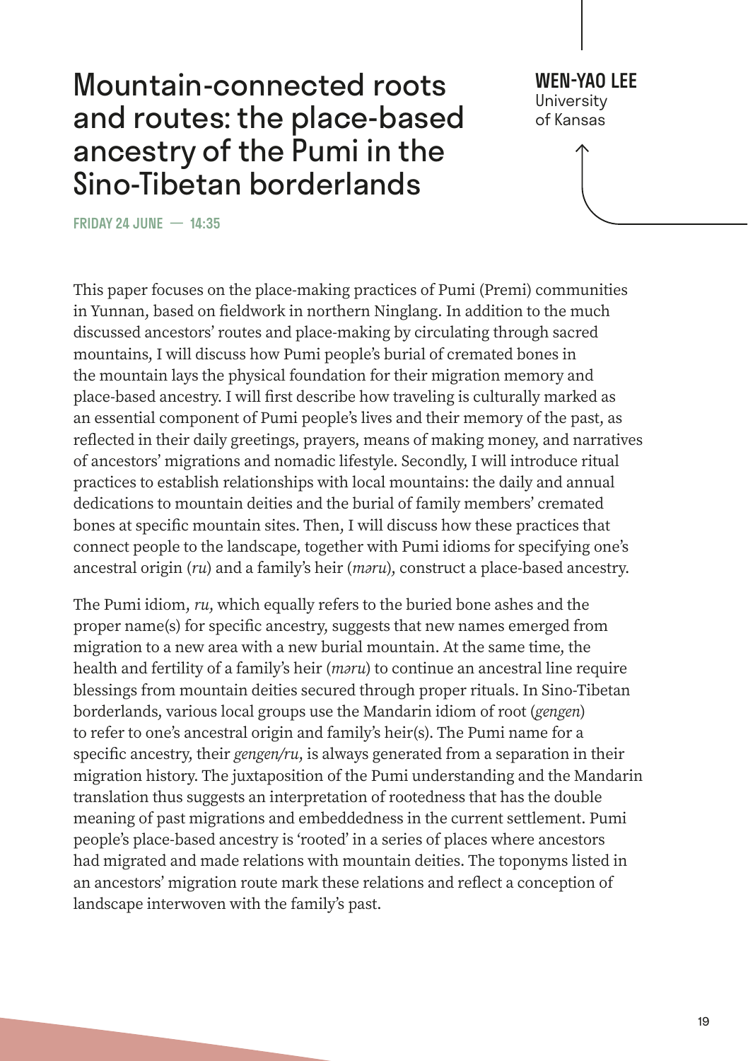# Mountain-connected roots and routes: the place-based ancestry of the Pumi in the Sino-Tibetan borderlands

**WEN-YAO LEE**
University of Kansas

**FRIDAY 24 JUNE — 14:35**

This paper focuses on the place-making practices of Pumi (Premi) communities in Yunnan, based on fieldwork in northern Ninglang. In addition to the much discussed ancestors' routes and place-making by circulating through sacred mountains, I will discuss how Pumi people's burial of cremated bones in the mountain lays the physical foundation for their migration memory and place-based ancestry. I will first describe how traveling is culturally marked as an essential component of Pumi people's lives and their memory of the past, as reflected in their daily greetings, prayers, means of making money, and narratives of ancestors' migrations and nomadic lifestyle. Secondly, I will introduce ritual practices to establish relationships with local mountains: the daily and annual dedications to mountain deities and the burial of family members' cremated bones at specific mountain sites. Then, I will discuss how these practices that connect people to the landscape, together with Pumi idioms for specifying one's ancestral origin (*ru*) and a family's heir (*məru*), construct a place-based ancestry.

The Pumi idiom, *ru*, which equally refers to the buried bone ashes and the proper name(s) for specific ancestry, suggests that new names emerged from migration to a new area with a new burial mountain. At the same time, the health and fertility of a family's heir (*məru*) to continue an ancestral line require blessings from mountain deities secured through proper rituals. In Sino-Tibetan borderlands, various local groups use the Mandarin idiom of root (*gengen*) to refer to one's ancestral origin and family's heir(s). The Pumi name for a specific ancestry, their *gengen/ru*, is always generated from a separation in their migration history. The juxtaposition of the Pumi understanding and the Mandarin translation thus suggests an interpretation of rootedness that has the double meaning of past migrations and embeddedness in the current settlement. Pumi people's place-based ancestry is 'rooted' in a series of places where ancestors had migrated and made relations with mountain deities. The toponyms listed in an ancestors' migration route mark these relations and reflect a conception of landscape interwoven with the family's past.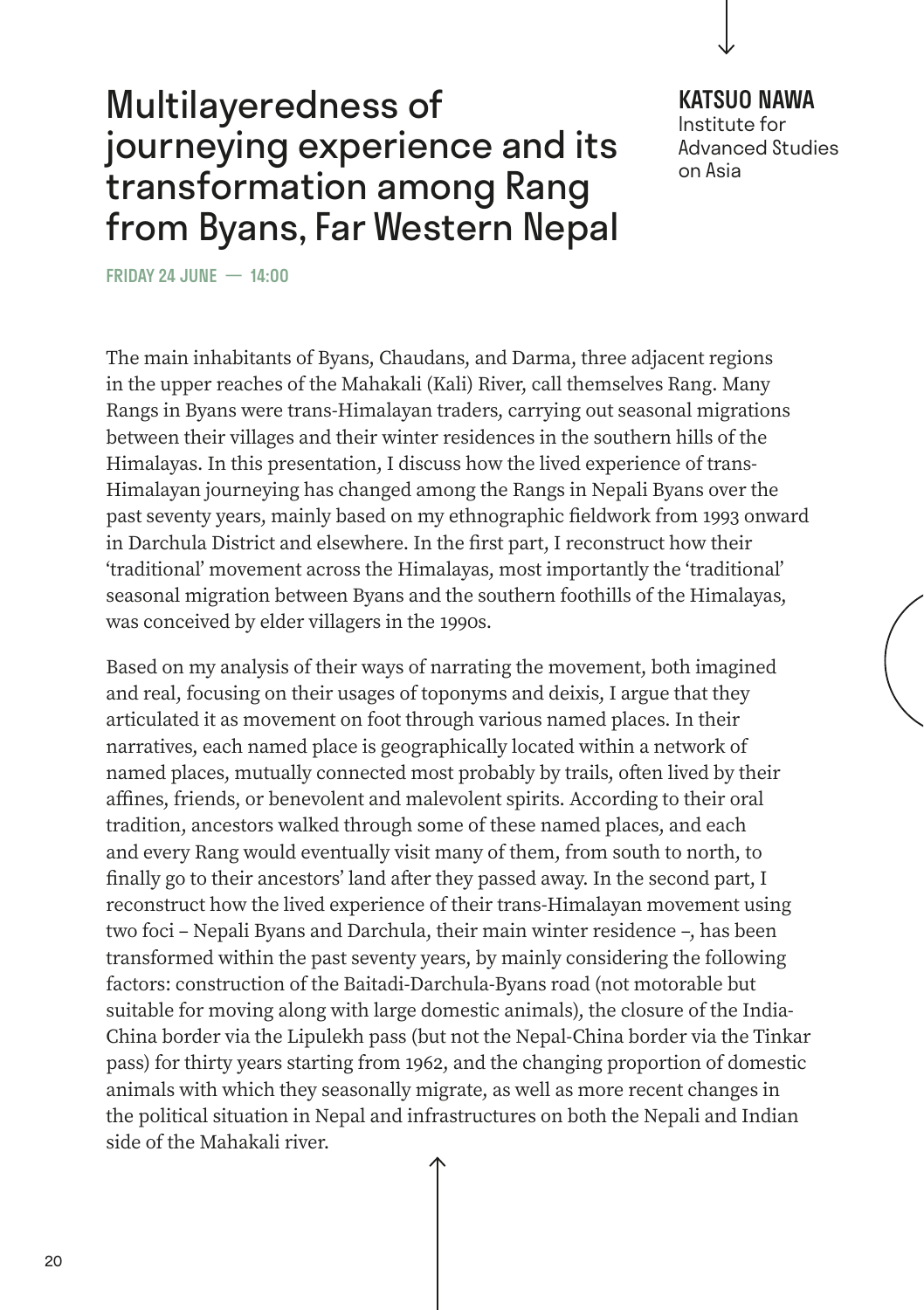# Multilayeredness of journeying experience and its transformation among Rang from Byans, Far Western Nepal

**KATSUO NAWA**
Institute for Advanced Studies on Asia

**FRIDAY 24 JUNE — 14:00**

The main inhabitants of Byans, Chaudans, and Darma, three adjacent regions in the upper reaches of the Mahakali (Kali) River, call themselves Rang. Many Rangs in Byans were trans-Himalayan traders, carrying out seasonal migrations between their villages and their winter residences in the southern hills of the Himalayas. In this presentation, I discuss how the lived experience of trans-Himalayan journeying has changed among the Rangs in Nepali Byans over the past seventy years, mainly based on my ethnographic fieldwork from 1993 onward in Darchula District and elsewhere. In the first part, I reconstruct how their 'traditional' movement across the Himalayas, most importantly the 'traditional' seasonal migration between Byans and the southern foothills of the Himalayas, was conceived by elder villagers in the 1990s.

Based on my analysis of their ways of narrating the movement, both imagined and real, focusing on their usages of toponyms and deixis, I argue that they articulated it as movement on foot through various named places. In their narratives, each named place is geographically located within a network of named places, mutually connected most probably by trails, often lived by their affines, friends, or benevolent and malevolent spirits. According to their oral tradition, ancestors walked through some of these named places, and each and every Rang would eventually visit many of them, from south to north, to finally go to their ancestors' land after they passed away. In the second part, I reconstruct how the lived experience of their trans-Himalayan movement using two foci – Nepali Byans and Darchula, their main winter residence –, has been transformed within the past seventy years, by mainly considering the following factors: construction of the Baitadi-Darchula-Byans road (not motorable but suitable for moving along with large domestic animals), the closure of the India-China border via the Lipulekh pass (but not the Nepal-China border via the Tinkar pass) for thirty years starting from 1962, and the changing proportion of domestic animals with which they seasonally migrate, as well as more recent changes in the political situation in Nepal and infrastructures on both the Nepali and Indian side of the Mahakali river.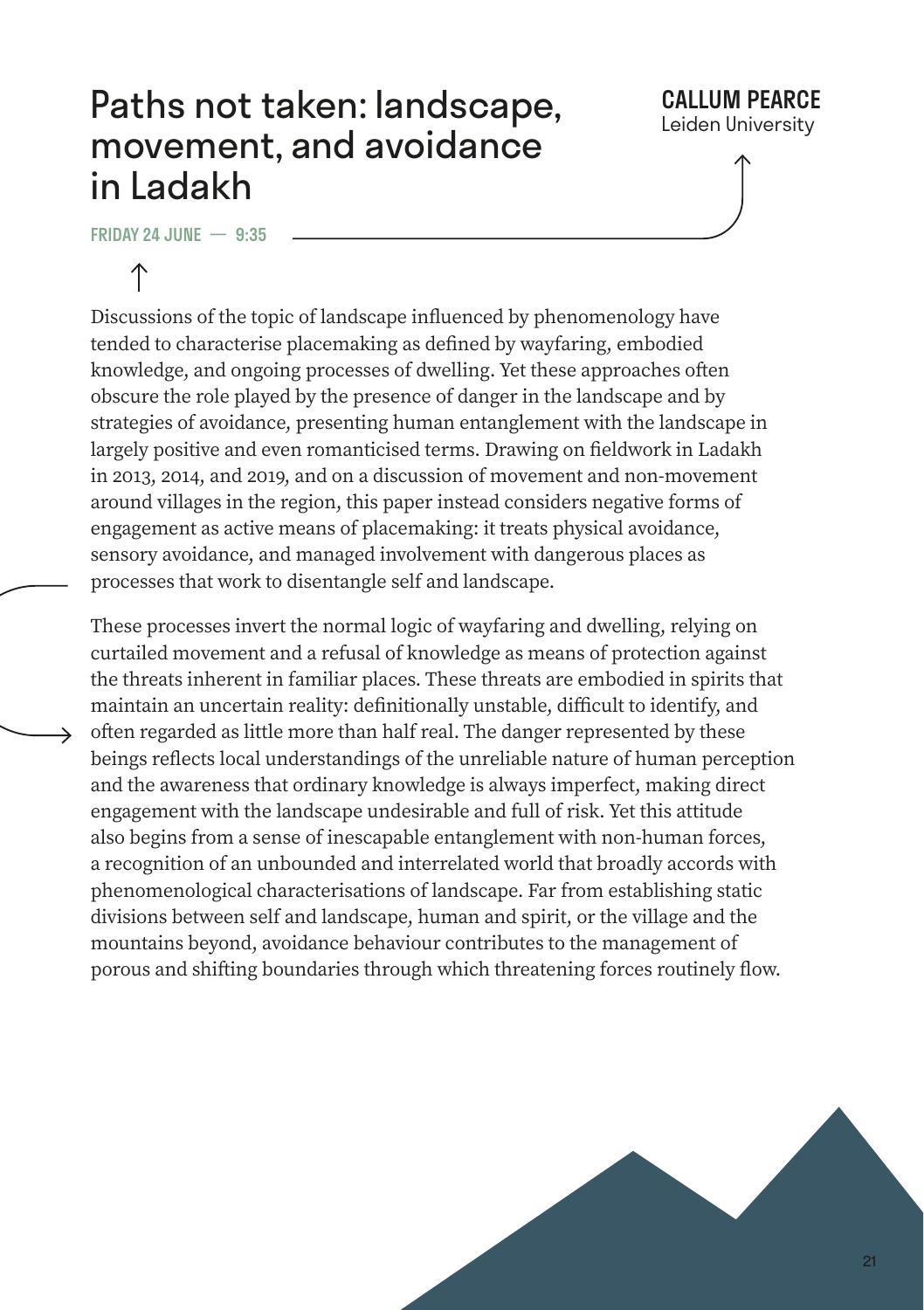# Paths not taken: landscape, movement, and avoidance in Ladakh

**CALLUM PEARCE**
Leiden University

**FRIDAY 24 JUNE — 9:35**

Discussions of the topic of landscape influenced by phenomenology have tended to characterise placemaking as defined by wayfaring, embodied knowledge, and ongoing processes of dwelling. Yet these approaches often obscure the role played by the presence of danger in the landscape and by strategies of avoidance, presenting human entanglement with the landscape in largely positive and even romanticised terms. Drawing on fieldwork in Ladakh in 2013, 2014, and 2019, and on a discussion of movement and non-movement around villages in the region, this paper instead considers negative forms of engagement as active means of placemaking: it treats physical avoidance, sensory avoidance, and managed involvement with dangerous places as processes that work to disentangle self and landscape.

These processes invert the normal logic of wayfaring and dwelling, relying on curtailed movement and a refusal of knowledge as means of protection against the threats inherent in familiar places. These threats are embodied in spirits that maintain an uncertain reality: definitionally unstable, difficult to identify, and often regarded as little more than half real. The danger represented by these beings reflects local understandings of the unreliable nature of human perception and the awareness that ordinary knowledge is always imperfect, making direct engagement with the landscape undesirable and full of risk. Yet this attitude also begins from a sense of inescapable entanglement with non-human forces, a recognition of an unbounded and interrelated world that broadly accords with phenomenological characterisations of landscape. Far from establishing static divisions between self and landscape, human and spirit, or the village and the mountains beyond, avoidance behaviour contributes to the management of porous and shifting boundaries through which threatening forces routinely flow.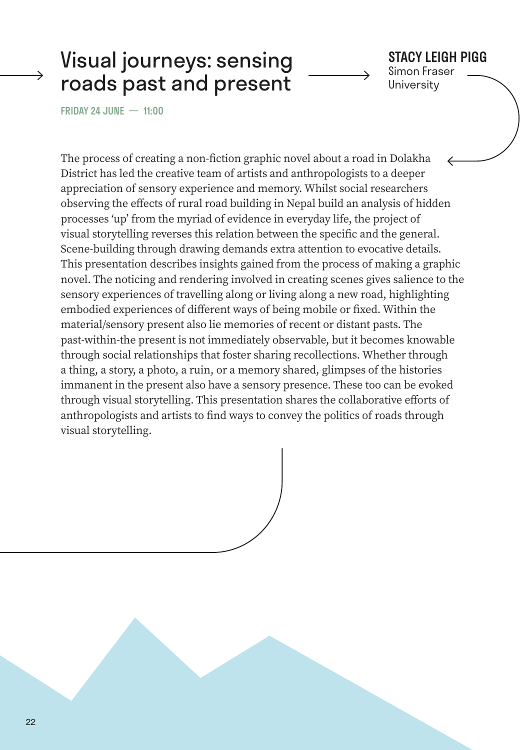# Visual journeys: sensing roads past and present

**STACY LEIGH PIGG**
Simon Fraser University

FRIDAY 24 JUNE — 11:00

The process of creating a non-fiction graphic novel about a road in Dolakha District has led the creative team of artists and anthropologists to a deeper appreciation of sensory experience and memory. Whilst social researchers observing the effects of rural road building in Nepal build an analysis of hidden processes 'up' from the myriad of evidence in everyday life, the project of visual storytelling reverses this relation between the specific and the general. Scene-building through drawing demands extra attention to evocative details. This presentation describes insights gained from the process of making a graphic novel. The noticing and rendering involved in creating scenes gives salience to the sensory experiences of travelling along or living along a new road, highlighting embodied experiences of different ways of being mobile or fixed. Within the material/sensory present also lie memories of recent or distant pasts. The past-within-the present is not immediately observable, but it becomes knowable through social relationships that foster sharing recollections. Whether through a thing, a story, a photo, a ruin, or a memory shared, glimpses of the histories immanent in the present also have a sensory presence. These too can be evoked through visual storytelling. This presentation shares the collaborative efforts of anthropologists and artists to find ways to convey the politics of roads through visual storytelling.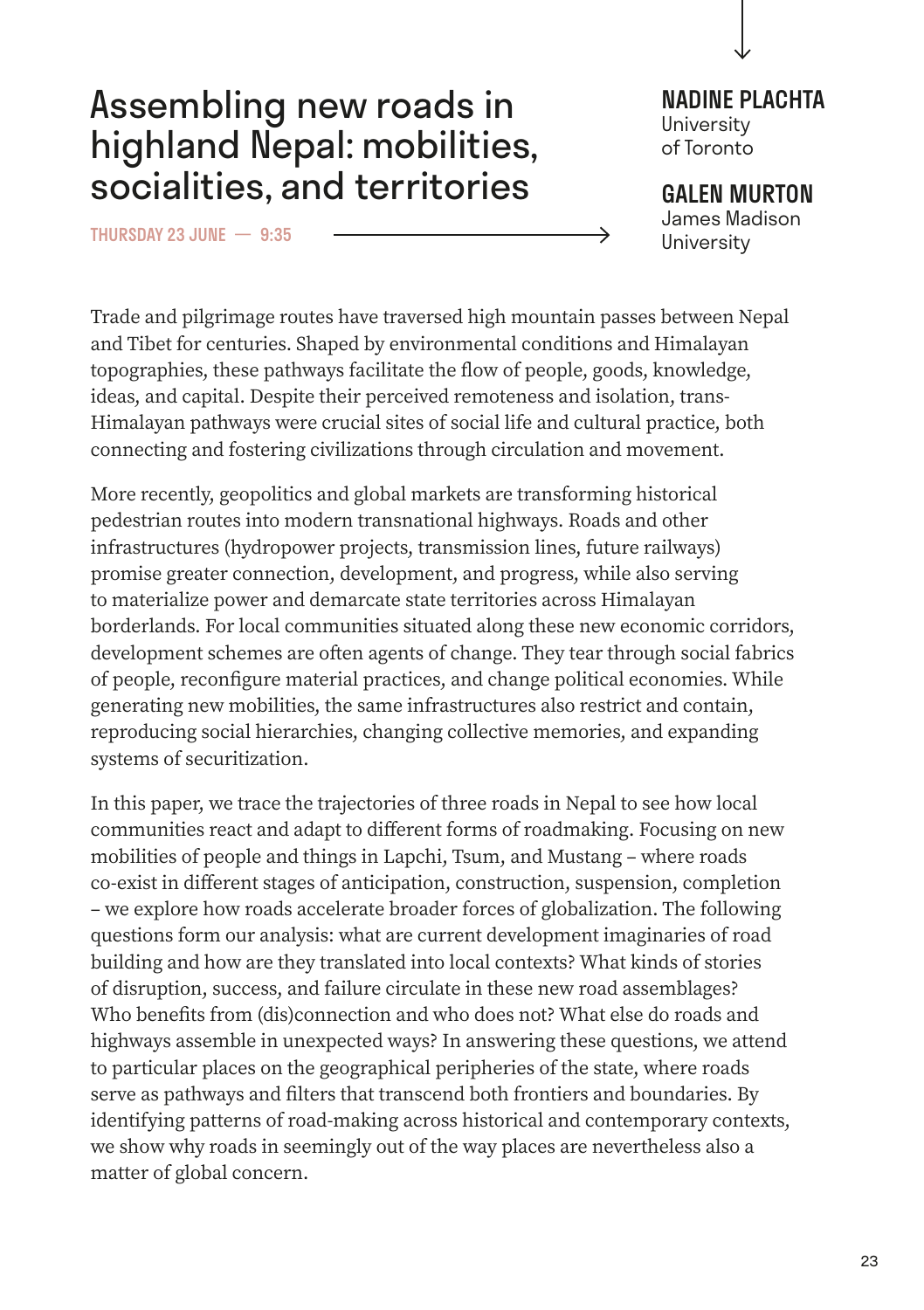# Assembling new roads in highland Nepal: mobilities, socialities, and territories

THURSDAY 23 JUNE — 9:35

**NADINE PLACHTA**
University of Toronto

**GALEN MURTON**
James Madison University

Trade and pilgrimage routes have traversed high mountain passes between Nepal and Tibet for centuries. Shaped by environmental conditions and Himalayan topographies, these pathways facilitate the flow of people, goods, knowledge, ideas, and capital. Despite their perceived remoteness and isolation, trans-Himalayan pathways were crucial sites of social life and cultural practice, both connecting and fostering civilizations through circulation and movement.

More recently, geopolitics and global markets are transforming historical pedestrian routes into modern transnational highways. Roads and other infrastructures (hydropower projects, transmission lines, future railways) promise greater connection, development, and progress, while also serving to materialize power and demarcate state territories across Himalayan borderlands. For local communities situated along these new economic corridors, development schemes are often agents of change. They tear through social fabrics of people, reconfigure material practices, and change political economies. While generating new mobilities, the same infrastructures also restrict and contain, reproducing social hierarchies, changing collective memories, and expanding systems of securitization.

In this paper, we trace the trajectories of three roads in Nepal to see how local communities react and adapt to different forms of roadmaking. Focusing on new mobilities of people and things in Lapchi, Tsum, and Mustang – where roads co-exist in different stages of anticipation, construction, suspension, completion – we explore how roads accelerate broader forces of globalization. The following questions form our analysis: what are current development imaginaries of road building and how are they translated into local contexts? What kinds of stories of disruption, success, and failure circulate in these new road assemblages? Who benefits from (dis)connection and who does not? What else do roads and highways assemble in unexpected ways? In answering these questions, we attend to particular places on the geographical peripheries of the state, where roads serve as pathways and filters that transcend both frontiers and boundaries. By identifying patterns of road-making across historical and contemporary contexts, we show why roads in seemingly out of the way places are nevertheless also a matter of global concern.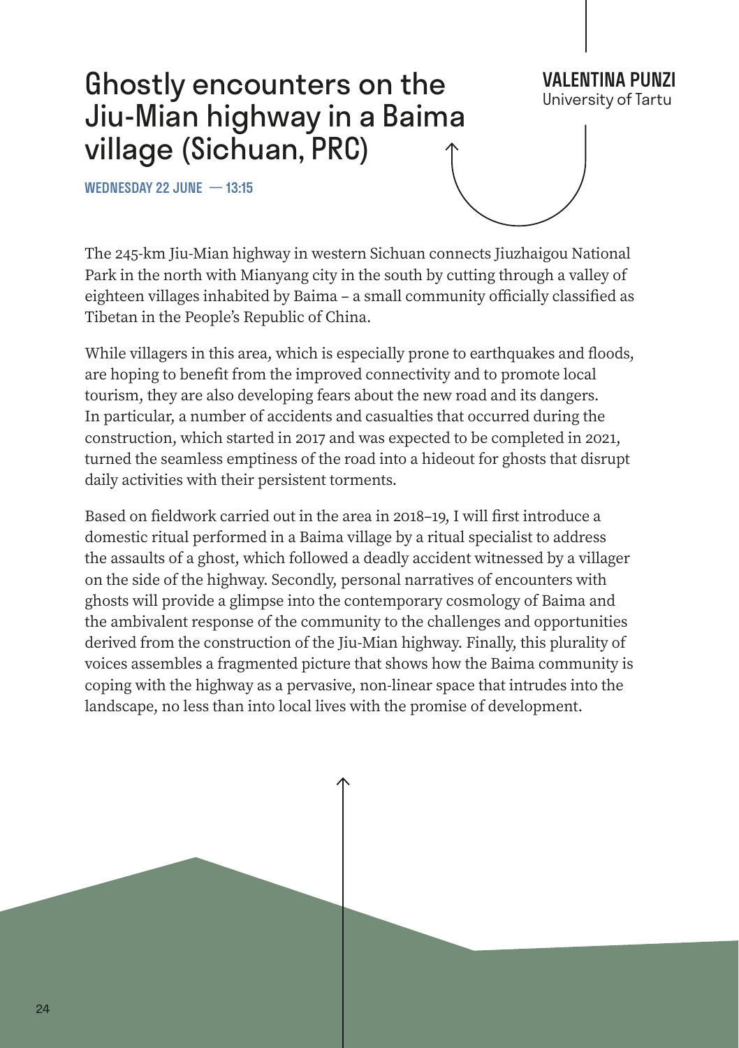# Ghostly encounters on the Jiu-Mian highway in a Baima village (Sichuan, PRC)

**VALENTINA PUNZI**
University of Tartu

**WEDNESDAY 22 JUNE — 13:15**

The 245-km Jiu-Mian highway in western Sichuan connects Jiuzhaigou National Park in the north with Mianyang city in the south by cutting through a valley of eighteen villages inhabited by Baima – a small community officially classified as Tibetan in the People's Republic of China.

While villagers in this area, which is especially prone to earthquakes and floods, are hoping to benefit from the improved connectivity and to promote local tourism, they are also developing fears about the new road and its dangers. In particular, a number of accidents and casualties that occurred during the construction, which started in 2017 and was expected to be completed in 2021, turned the seamless emptiness of the road into a hideout for ghosts that disrupt daily activities with their persistent torments.

Based on fieldwork carried out in the area in 2018–19, I will first introduce a domestic ritual performed in a Baima village by a ritual specialist to address the assaults of a ghost, which followed a deadly accident witnessed by a villager on the side of the highway. Secondly, personal narratives of encounters with ghosts will provide a glimpse into the contemporary cosmology of Baima and the ambivalent response of the community to the challenges and opportunities derived from the construction of the Jiu-Mian highway. Finally, this plurality of voices assembles a fragmented picture that shows how the Baima community is coping with the highway as a pervasive, non-linear space that intrudes into the landscape, no less than into local lives with the promise of development.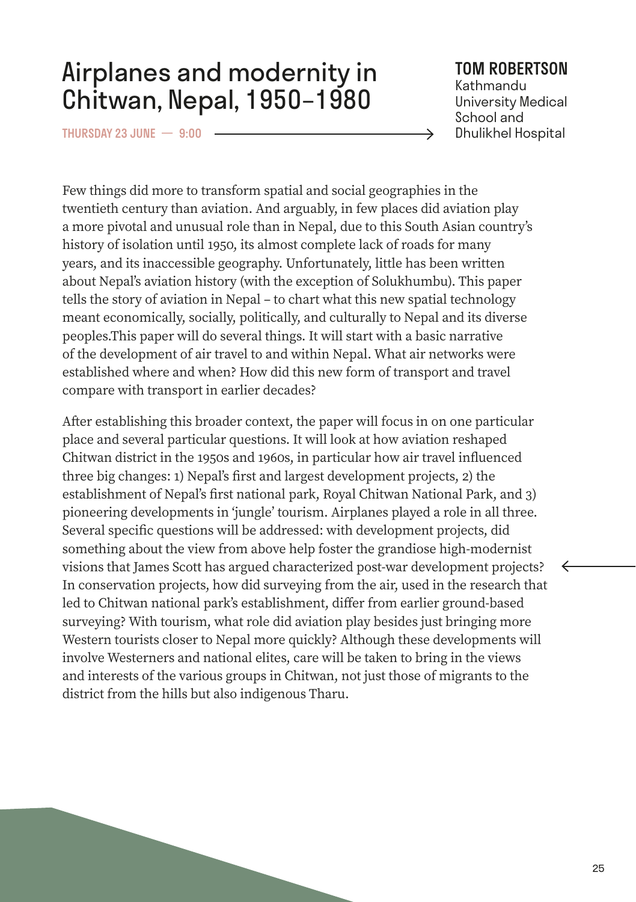# Airplanes and modernity in Chitwan, Nepal, 1950–1980

**TOM ROBERTSON**
Kathmandu University Medical School and Dhulikhel Hospital

THURSDAY 23 JUNE — 9:00

Few things did more to transform spatial and social geographies in the twentieth century than aviation. And arguably, in few places did aviation play a more pivotal and unusual role than in Nepal, due to this South Asian country's history of isolation until 1950, its almost complete lack of roads for many years, and its inaccessible geography. Unfortunately, little has been written about Nepal's aviation history (with the exception of Solukhumbu). This paper tells the story of aviation in Nepal – to chart what this new spatial technology meant economically, socially, politically, and culturally to Nepal and its diverse peoples.This paper will do several things. It will start with a basic narrative of the development of air travel to and within Nepal. What air networks were established where and when? How did this new form of transport and travel compare with transport in earlier decades?

After establishing this broader context, the paper will focus in on one particular place and several particular questions. It will look at how aviation reshaped Chitwan district in the 1950s and 1960s, in particular how air travel influenced three big changes: 1) Nepal's first and largest development projects, 2) the establishment of Nepal's first national park, Royal Chitwan National Park, and 3) pioneering developments in 'jungle' tourism. Airplanes played a role in all three. Several specific questions will be addressed: with development projects, did something about the view from above help foster the grandiose high-modernist visions that James Scott has argued characterized post-war development projects? In conservation projects, how did surveying from the air, used in the research that led to Chitwan national park's establishment, differ from earlier ground-based surveying? With tourism, what role did aviation play besides just bringing more Western tourists closer to Nepal more quickly? Although these developments will involve Westerners and national elites, care will be taken to bring in the views and interests of the various groups in Chitwan, not just those of migrants to the district from the hills but also indigenous Tharu.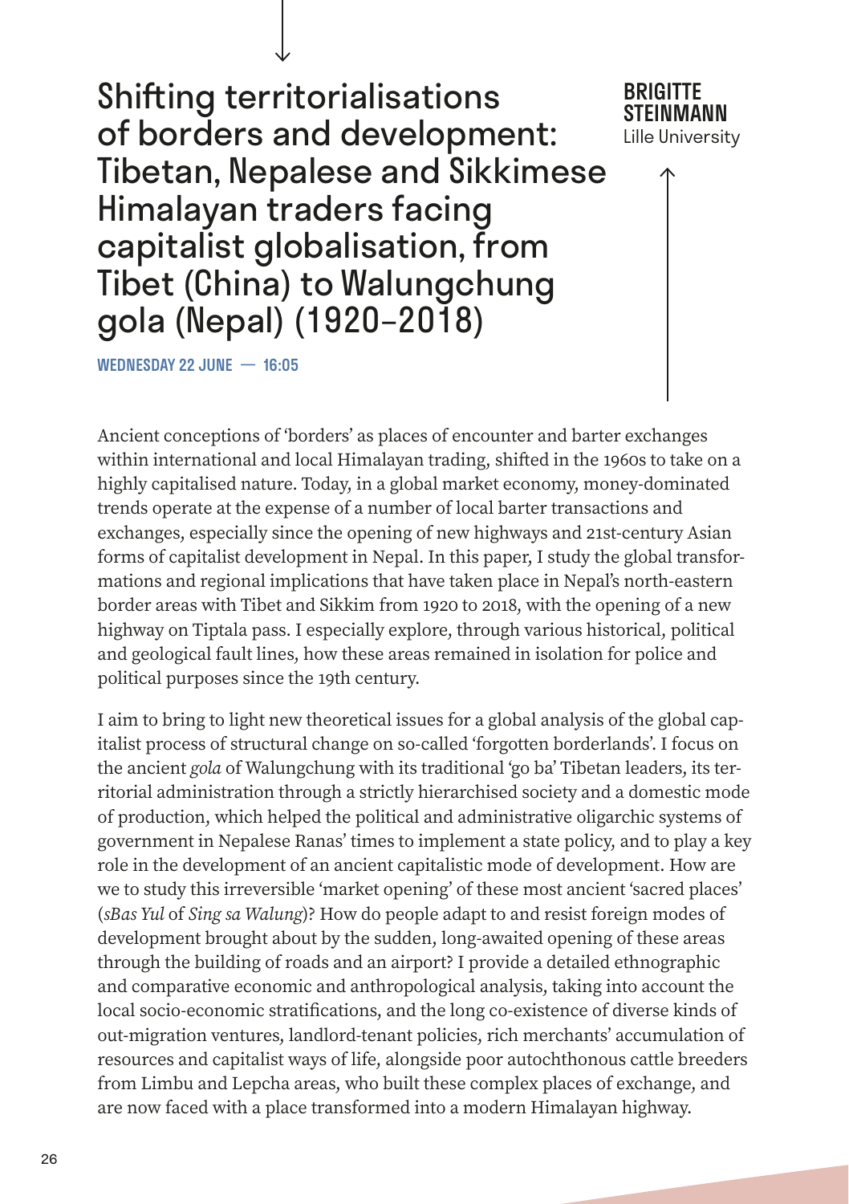# Shifting territorialisations of borders and development: Tibetan, Nepalese and Sikkimese Himalayan traders facing capitalist globalisation, from Tibet (China) to Walungchung gola (Nepal) (1920–2018)

**BRIGITTE STEINMANN**
Lille University

**WEDNESDAY 22 JUNE — 16:05**

Ancient conceptions of 'borders' as places of encounter and barter exchanges within international and local Himalayan trading, shifted in the 1960s to take on a highly capitalised nature. Today, in a global market economy, money-dominated trends operate at the expense of a number of local barter transactions and exchanges, especially since the opening of new highways and 21st-century Asian forms of capitalist development in Nepal. In this paper, I study the global transformations and regional implications that have taken place in Nepal's north-eastern border areas with Tibet and Sikkim from 1920 to 2018, with the opening of a new highway on Tiptala pass. I especially explore, through various historical, political and geological fault lines, how these areas remained in isolation for police and political purposes since the 19th century.

I aim to bring to light new theoretical issues for a global analysis of the global capitalist process of structural change on so-called 'forgotten borderlands'. I focus on the ancient *gola* of Walungchung with its traditional 'go ba' Tibetan leaders, its territorial administration through a strictly hierarchised society and a domestic mode of production, which helped the political and administrative oligarchic systems of government in Nepalese Ranas' times to implement a state policy, and to play a key role in the development of an ancient capitalistic mode of development. How are we to study this irreversible 'market opening' of these most ancient 'sacred places' (*sBas Yul* of *Sing sa Walung*)? How do people adapt to and resist foreign modes of development brought about by the sudden, long-awaited opening of these areas through the building of roads and an airport? I provide a detailed ethnographic and comparative economic and anthropological analysis, taking into account the local socio-economic stratifications, and the long co-existence of diverse kinds of out-migration ventures, landlord-tenant policies, rich merchants' accumulation of resources and capitalist ways of life, alongside poor autochthonous cattle breeders from Limbu and Lepcha areas, who built these complex places of exchange, and are now faced with a place transformed into a modern Himalayan highway.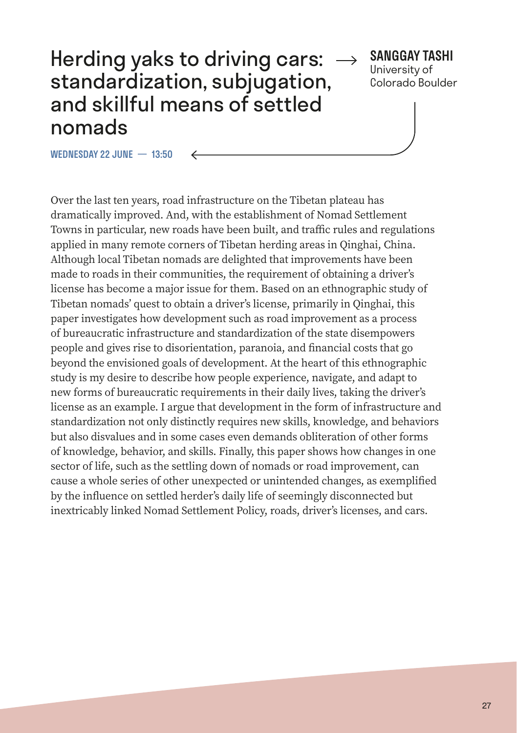# Herding yaks to driving cars: standardization, subjugation, and skillful means of settled nomads

**SANGGAY TASHI**
University of Colorado Boulder

**WEDNESDAY 22 JUNE — 13:50**

Over the last ten years, road infrastructure on the Tibetan plateau has dramatically improved. And, with the establishment of Nomad Settlement Towns in particular, new roads have been built, and traffic rules and regulations applied in many remote corners of Tibetan herding areas in Qinghai, China. Although local Tibetan nomads are delighted that improvements have been made to roads in their communities, the requirement of obtaining a driver's license has become a major issue for them. Based on an ethnographic study of Tibetan nomads' quest to obtain a driver's license, primarily in Qinghai, this paper investigates how development such as road improvement as a process of bureaucratic infrastructure and standardization of the state disempowers people and gives rise to disorientation, paranoia, and financial costs that go beyond the envisioned goals of development. At the heart of this ethnographic study is my desire to describe how people experience, navigate, and adapt to new forms of bureaucratic requirements in their daily lives, taking the driver's license as an example. I argue that development in the form of infrastructure and standardization not only distinctly requires new skills, knowledge, and behaviors but also disvalues and in some cases even demands obliteration of other forms of knowledge, behavior, and skills. Finally, this paper shows how changes in one sector of life, such as the settling down of nomads or road improvement, can cause a whole series of other unexpected or unintended changes, as exemplified by the influence on settled herder's daily life of seemingly disconnected but inextricably linked Nomad Settlement Policy, roads, driver's licenses, and cars.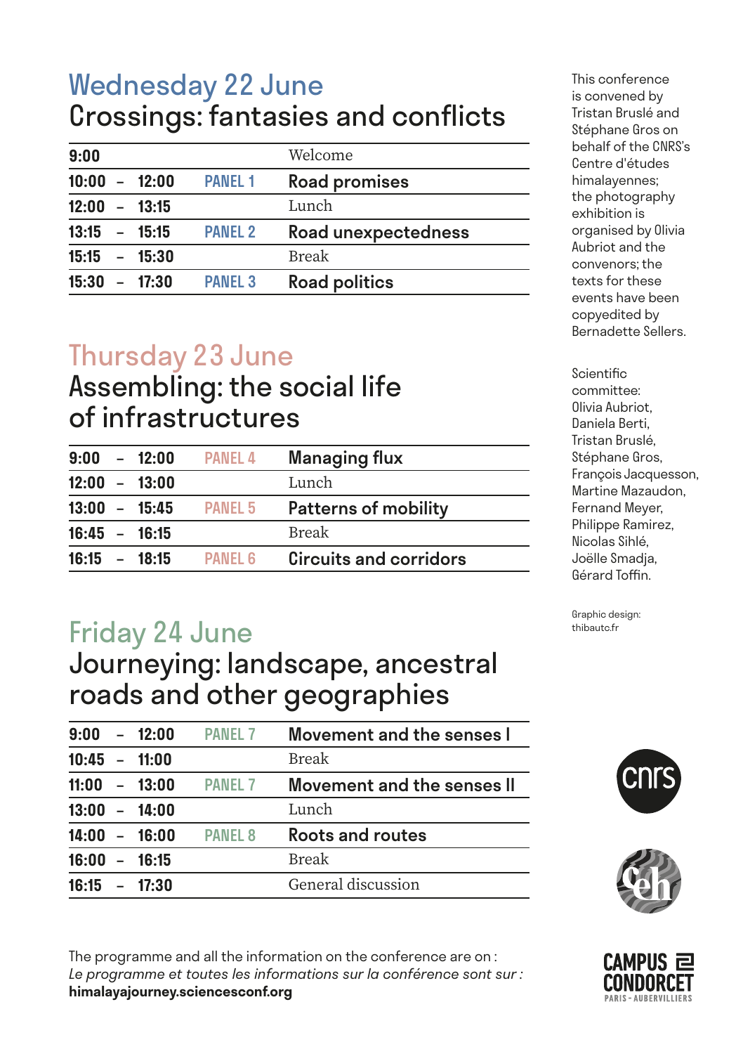## Wednesday 22 June

# Crossings: fantasies and conflicts

| | | | |
|---|---|---|---|
| 9:00 | | | Welcome |
| 10:00 – 12:00 | | PANEL 1 | **Road promises** |
| 12:00 – 13:15 | | | Lunch |
| 13:15 – 15:15 | | PANEL 2 | **Road unexpectedness** |
| 15:15 – 15:30 | | | Break |
| 15:30 – 17:30 | | PANEL 3 | **Road politics** |

## Thursday 23 June

# Assembling: the social life of infrastructures

| | | | |
|---|---|---|---|
| 9:00 – 12:00 | | PANEL 4 | **Managing flux** |
| 12:00 – 13:00 | | | Lunch |
| 13:00 – 15:45 | | PANEL 5 | **Patterns of mobility** |
| 16:45 – 16:15 | | | Break |
| 16:15 – 18:15 | | PANEL 6 | **Circuits and corridors** |

## Friday 24 June

# Journeying: landscape, ancestral roads and other geographies

| | | | |
|---|---|---|---|
| 9:00 – 12:00 | | PANEL 7 | **Movement and the senses I** |
| 10:45 – 11:00 | | | Break |
| 11:00 – 13:00 | | PANEL 7 | **Movement and the senses II** |
| 13:00 – 14:00 | | | Lunch |
| 14:00 – 16:00 | | PANEL 8 | **Roots and routes** |
| 16:00 – 16:15 | | | Break |
| 16:15 – 17:30 | | | General discussion |

The programme and all the information on the conference are on :
*Le programme et toutes les informations sur la conférence sont sur :*
**himalayajourney.sciencesconf.org**

This conference is convened by Tristan Bruslé and Stéphane Gros on behalf of the CNRS's Centre d'études himalayennes; the photography exhibition is organised by Olivia Aubriot and the convenors; the texts for these events have been copyedited by Bernadette Sellers.

Scientific committee: Olivia Aubriot, Daniela Berti, Tristan Bruslé, Stéphane Gros, François Jacquesson, Martine Mazaudon, Fernand Meyer, Philippe Ramirez, Nicolas Sihlé, Joëlle Smadja, Gérard Toffin.

Graphic design: thibautc.fr

cnrs

ceh

CAMPUS CONDORCET PARIS - AUBERVILLIERS